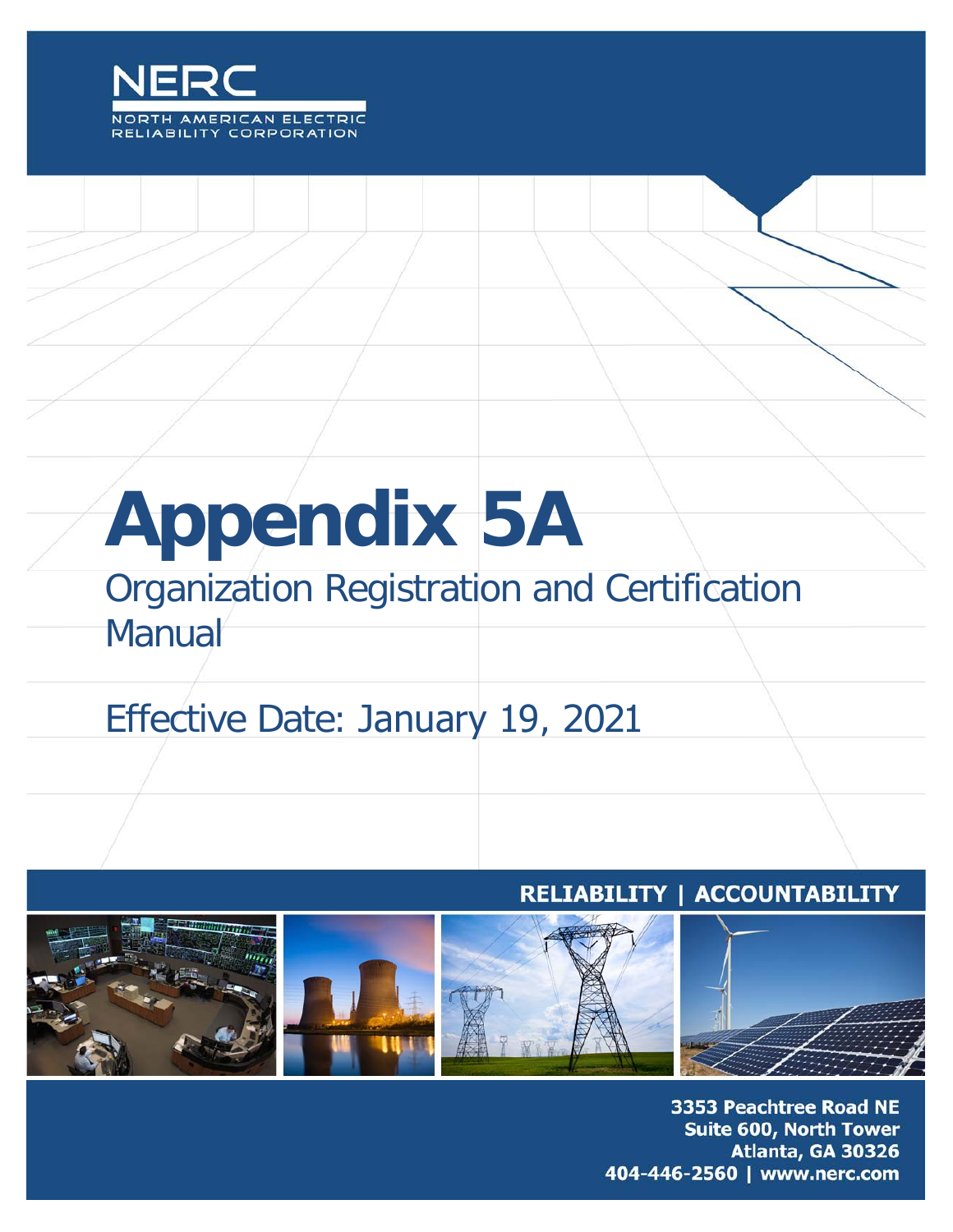NERC

NORTH AMERICAN ELECTRIC RELIABILITY CORPORATION

# Appendix 5A

## Organization Registration and Certification Manual

Effective Date: January 19, 2021

RELIABILITY | ACCOUNTABILITY

3353 Peachtree Road NE
Suite 600, North Tower
Atlanta, GA 30326
404-446-2560 | www.nerc.com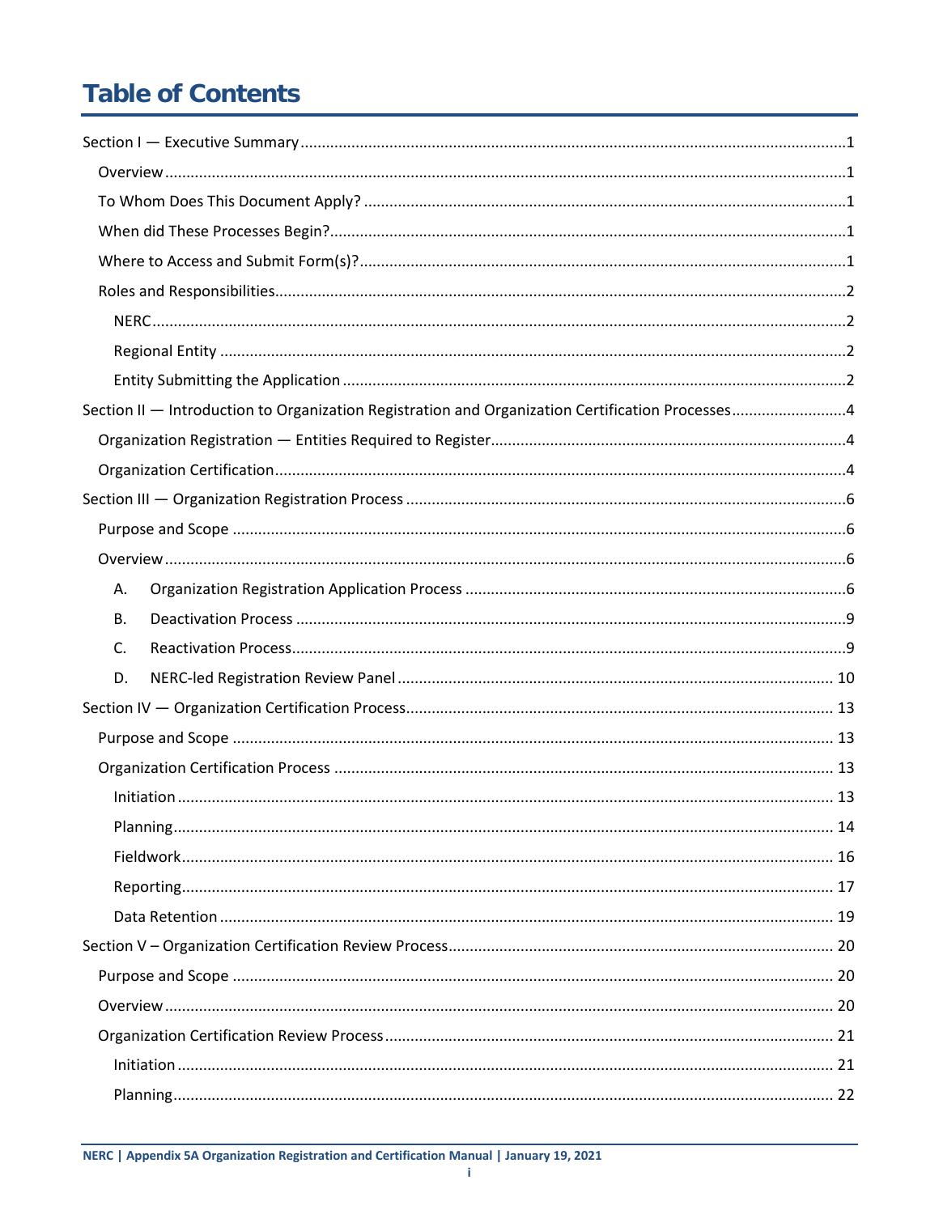# Table of Contents

Section I — Executive Summary ... 1

- Overview ... 1
- To Whom Does This Document Apply? ... 1
- When did These Processes Begin? ... 1
- Where to Access and Submit Form(s)? ... 1
- Roles and Responsibilities ... 2
  - NERC ... 2
  - Regional Entity ... 2
  - Entity Submitting the Application ... 2

Section II — Introduction to Organization Registration and Organization Certification Processes ... 4

- Organization Registration — Entities Required to Register ... 4
- Organization Certification ... 4

Section III — Organization Registration Process ... 6

- Purpose and Scope ... 6
- Overview ... 6
  - A. Organization Registration Application Process ... 6
  - B. Deactivation Process ... 9
  - C. Reactivation Process ... 9
  - D. NERC-led Registration Review Panel ... 10

Section IV — Organization Certification Process ... 13

- Purpose and Scope ... 13
- Organization Certification Process ... 13
  - Initiation ... 13
  - Planning ... 14
  - Fieldwork ... 16
  - Reporting ... 17
  - Data Retention ... 19

Section V – Organization Certification Review Process ... 20

- Purpose and Scope ... 20
- Overview ... 20
- Organization Certification Review Process ... 21
  - Initiation ... 21
  - Planning ... 22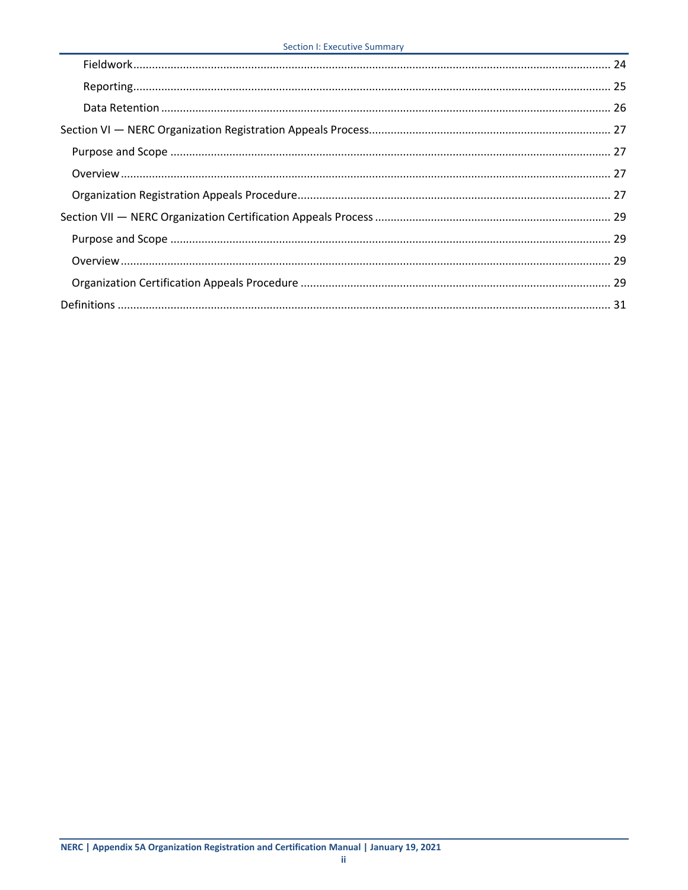Fieldwork ........ 24

Reporting ........ 25

Data Retention ........ 26

Section VI — NERC Organization Registration Appeals Process ........ 27

Purpose and Scope ........ 27

Overview ........ 27

Organization Registration Appeals Procedure ........ 27

Section VII — NERC Organization Certification Appeals Process ........ 29

Purpose and Scope ........ 29

Overview ........ 29

Organization Certification Appeals Procedure ........ 29

Definitions ........ 31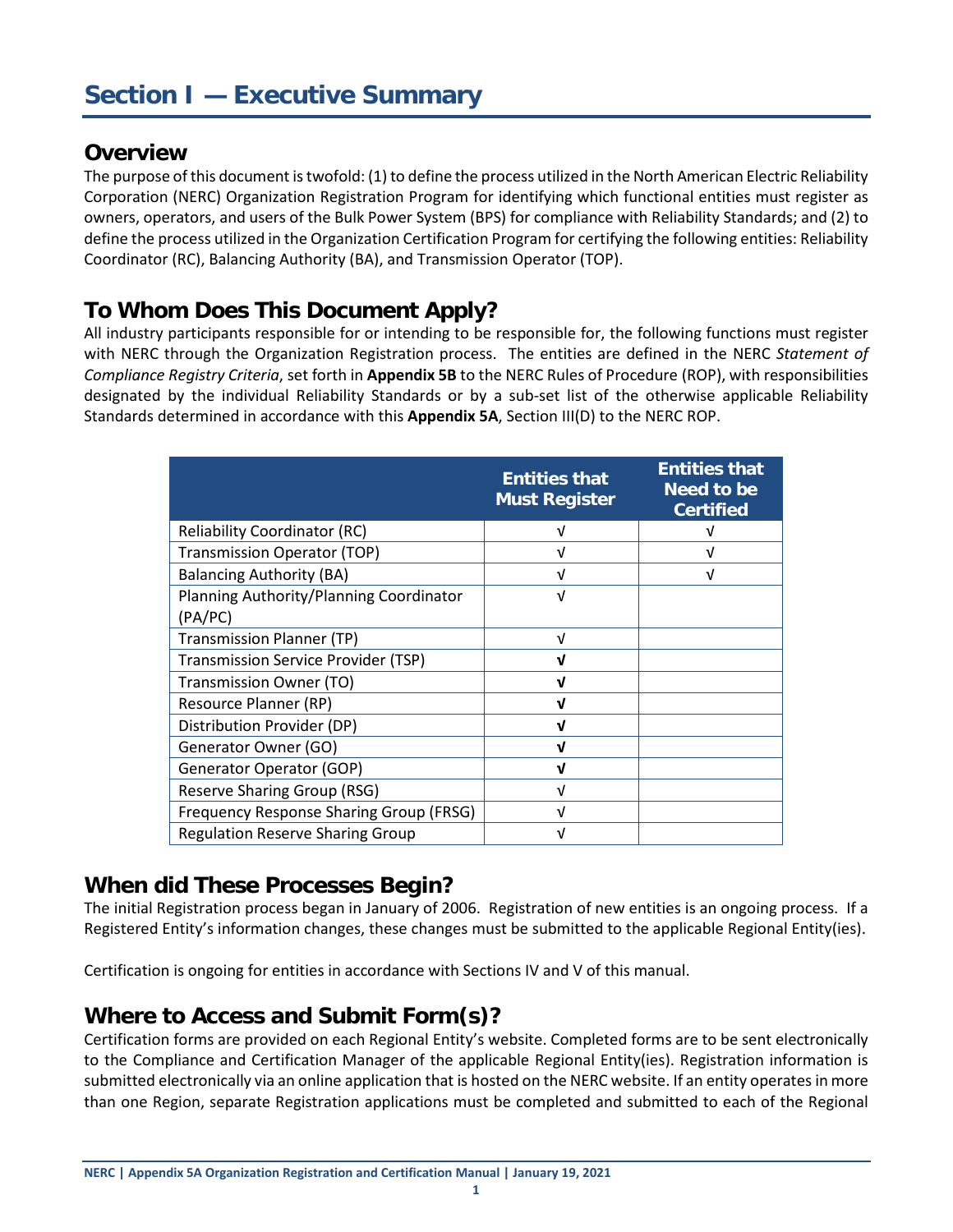# Section I — Executive Summary

## Overview

The purpose of this document is twofold: (1) to define the process utilized in the North American Electric Reliability Corporation (NERC) Organization Registration Program for identifying which functional entities must register as owners, operators, and users of the Bulk Power System (BPS) for compliance with Reliability Standards; and (2) to define the process utilized in the Organization Certification Program for certifying the following entities: Reliability Coordinator (RC), Balancing Authority (BA), and Transmission Operator (TOP).

## To Whom Does This Document Apply?

All industry participants responsible for or intending to be responsible for, the following functions must register with NERC through the Organization Registration process. The entities are defined in the NERC *Statement of Compliance Registry Criteria*, set forth in **Appendix 5B** to the NERC Rules of Procedure (ROP), with responsibilities designated by the individual Reliability Standards or by a sub-set list of the otherwise applicable Reliability Standards determined in accordance with this **Appendix 5A**, Section III(D) to the NERC ROP.

| | Entities that Must Register | Entities that Need to be Certified |
|---|---|---|
| Reliability Coordinator (RC) | √ | √ |
| Transmission Operator (TOP) | √ | √ |
| Balancing Authority (BA) | √ | √ |
| Planning Authority/Planning Coordinator (PA/PC) | √ | |
| Transmission Planner (TP) | √ | |
| Transmission Service Provider (TSP) | **√** | |
| Transmission Owner (TO) | **√** | |
| Resource Planner (RP) | **√** | |
| Distribution Provider (DP) | **√** | |
| Generator Owner (GO) | **√** | |
| Generator Operator (GOP) | **√** | |
| Reserve Sharing Group (RSG) | √ | |
| Frequency Response Sharing Group (FRSG) | √ | |
| Regulation Reserve Sharing Group | √ | |

## When did These Processes Begin?

The initial Registration process began in January of 2006. Registration of new entities is an ongoing process. If a Registered Entity's information changes, these changes must be submitted to the applicable Regional Entity(ies).

Certification is ongoing for entities in accordance with Sections IV and V of this manual.

## Where to Access and Submit Form(s)?

Certification forms are provided on each Regional Entity's website. Completed forms are to be sent electronically to the Compliance and Certification Manager of the applicable Regional Entity(ies). Registration information is submitted electronically via an online application that is hosted on the NERC website. If an entity operates in more than one Region, separate Registration applications must be completed and submitted to each of the Regional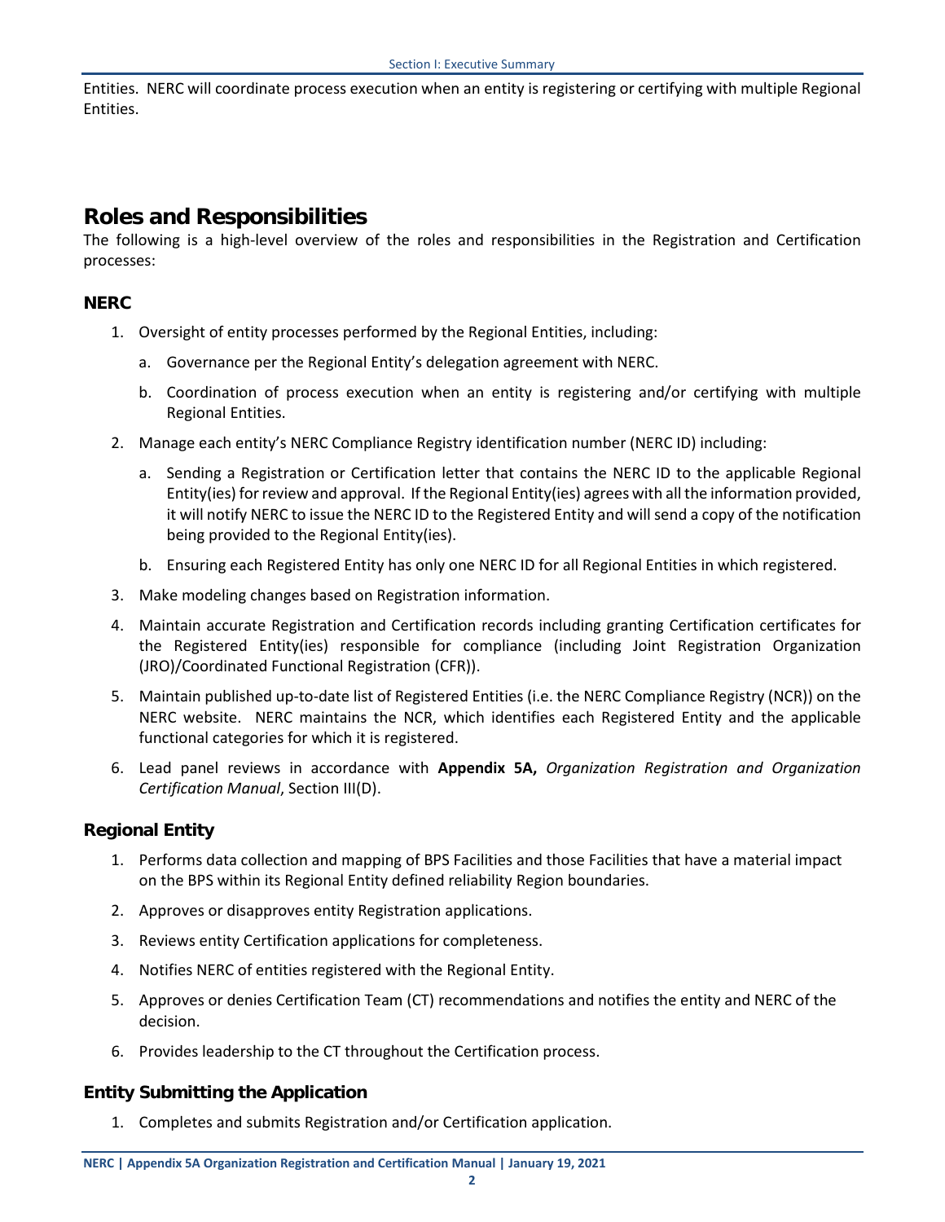Entities. NERC will coordinate process execution when an entity is registering or certifying with multiple Regional Entities.

## Roles and Responsibilities

The following is a high-level overview of the roles and responsibilities in the Registration and Certification processes:

### NERC

1. Oversight of entity processes performed by the Regional Entities, including:
   a. Governance per the Regional Entity's delegation agreement with NERC.
   b. Coordination of process execution when an entity is registering and/or certifying with multiple Regional Entities.
2. Manage each entity's NERC Compliance Registry identification number (NERC ID) including:
   a. Sending a Registration or Certification letter that contains the NERC ID to the applicable Regional Entity(ies) for review and approval. If the Regional Entity(ies) agrees with all the information provided, it will notify NERC to issue the NERC ID to the Registered Entity and will send a copy of the notification being provided to the Regional Entity(ies).
   b. Ensuring each Registered Entity has only one NERC ID for all Regional Entities in which registered.
3. Make modeling changes based on Registration information.
4. Maintain accurate Registration and Certification records including granting Certification certificates for the Registered Entity(ies) responsible for compliance (including Joint Registration Organization (JRO)/Coordinated Functional Registration (CFR)).
5. Maintain published up-to-date list of Registered Entities (i.e. the NERC Compliance Registry (NCR)) on the NERC website. NERC maintains the NCR, which identifies each Registered Entity and the applicable functional categories for which it is registered.
6. Lead panel reviews in accordance with **Appendix 5A,** *Organization Registration and Organization Certification Manual*, Section III(D).

### Regional Entity

1. Performs data collection and mapping of BPS Facilities and those Facilities that have a material impact on the BPS within its Regional Entity defined reliability Region boundaries.
2. Approves or disapproves entity Registration applications.
3. Reviews entity Certification applications for completeness.
4. Notifies NERC of entities registered with the Regional Entity.
5. Approves or denies Certification Team (CT) recommendations and notifies the entity and NERC of the decision.
6. Provides leadership to the CT throughout the Certification process.

### Entity Submitting the Application

1. Completes and submits Registration and/or Certification application.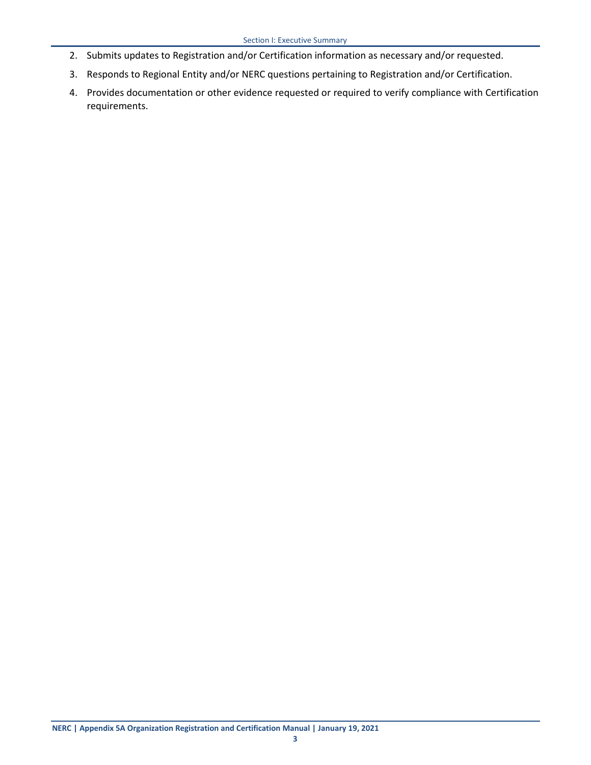2. Submits updates to Registration and/or Certification information as necessary and/or requested.
3. Responds to Regional Entity and/or NERC questions pertaining to Registration and/or Certification.
4. Provides documentation or other evidence requested or required to verify compliance with Certification requirements.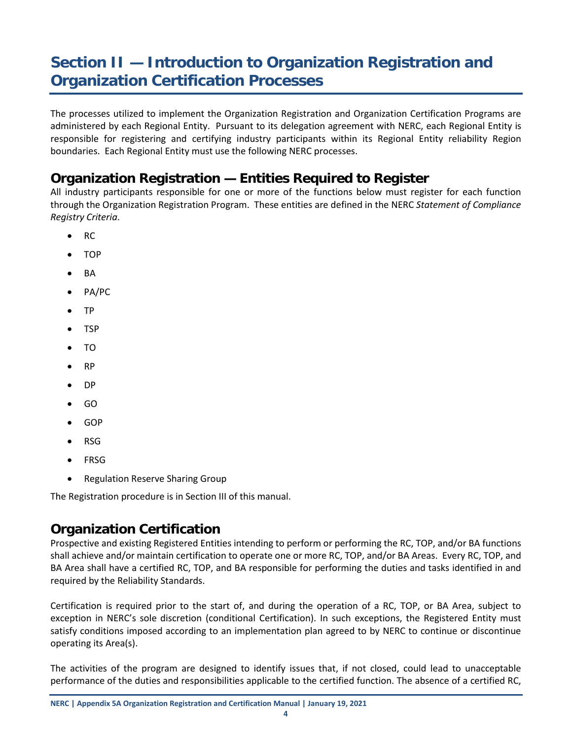# Section II — Introduction to Organization Registration and Organization Certification Processes

The processes utilized to implement the Organization Registration and Organization Certification Programs are administered by each Regional Entity. Pursuant to its delegation agreement with NERC, each Regional Entity is responsible for registering and certifying industry participants within its Regional Entity reliability Region boundaries. Each Regional Entity must use the following NERC processes.

## Organization Registration — Entities Required to Register

All industry participants responsible for one or more of the functions below must register for each function through the Organization Registration Program. These entities are defined in the NERC *Statement of Compliance Registry Criteria*.

- RC
- TOP
- BA
- PA/PC
- TP
- TSP
- TO
- RP
- DP
- GO
- GOP
- RSG
- FRSG
- Regulation Reserve Sharing Group

The Registration procedure is in Section III of this manual.

## Organization Certification

Prospective and existing Registered Entities intending to perform or performing the RC, TOP, and/or BA functions shall achieve and/or maintain certification to operate one or more RC, TOP, and/or BA Areas. Every RC, TOP, and BA Area shall have a certified RC, TOP, and BA responsible for performing the duties and tasks identified in and required by the Reliability Standards.

Certification is required prior to the start of, and during the operation of a RC, TOP, or BA Area, subject to exception in NERC's sole discretion (conditional Certification). In such exceptions, the Registered Entity must satisfy conditions imposed according to an implementation plan agreed to by NERC to continue or discontinue operating its Area(s).

The activities of the program are designed to identify issues that, if not closed, could lead to unacceptable performance of the duties and responsibilities applicable to the certified function. The absence of a certified RC,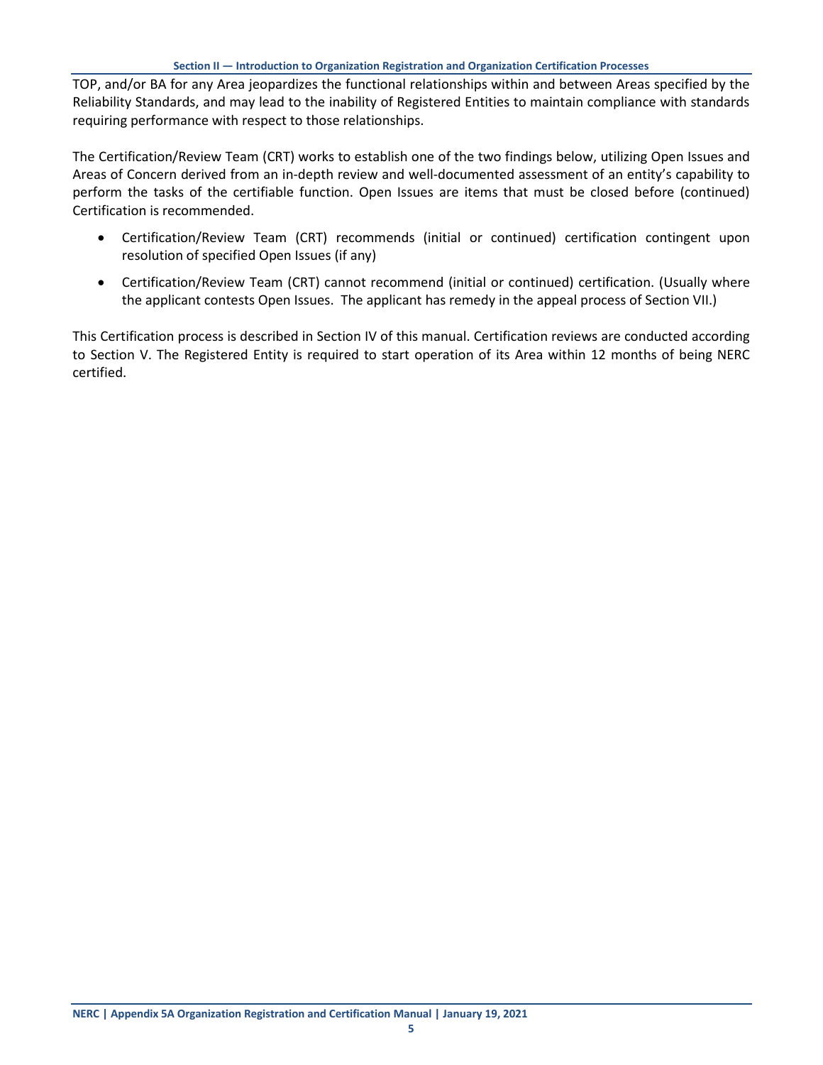TOP, and/or BA for any Area jeopardizes the functional relationships within and between Areas specified by the Reliability Standards, and may lead to the inability of Registered Entities to maintain compliance with standards requiring performance with respect to those relationships.

The Certification/Review Team (CRT) works to establish one of the two findings below, utilizing Open Issues and Areas of Concern derived from an in-depth review and well-documented assessment of an entity's capability to perform the tasks of the certifiable function. Open Issues are items that must be closed before (continued) Certification is recommended.

- Certification/Review Team (CRT) recommends (initial or continued) certification contingent upon resolution of specified Open Issues (if any)
- Certification/Review Team (CRT) cannot recommend (initial or continued) certification. (Usually where the applicant contests Open Issues. The applicant has remedy in the appeal process of Section VII.)

This Certification process is described in Section IV of this manual. Certification reviews are conducted according to Section V. The Registered Entity is required to start operation of its Area within 12 months of being NERC certified.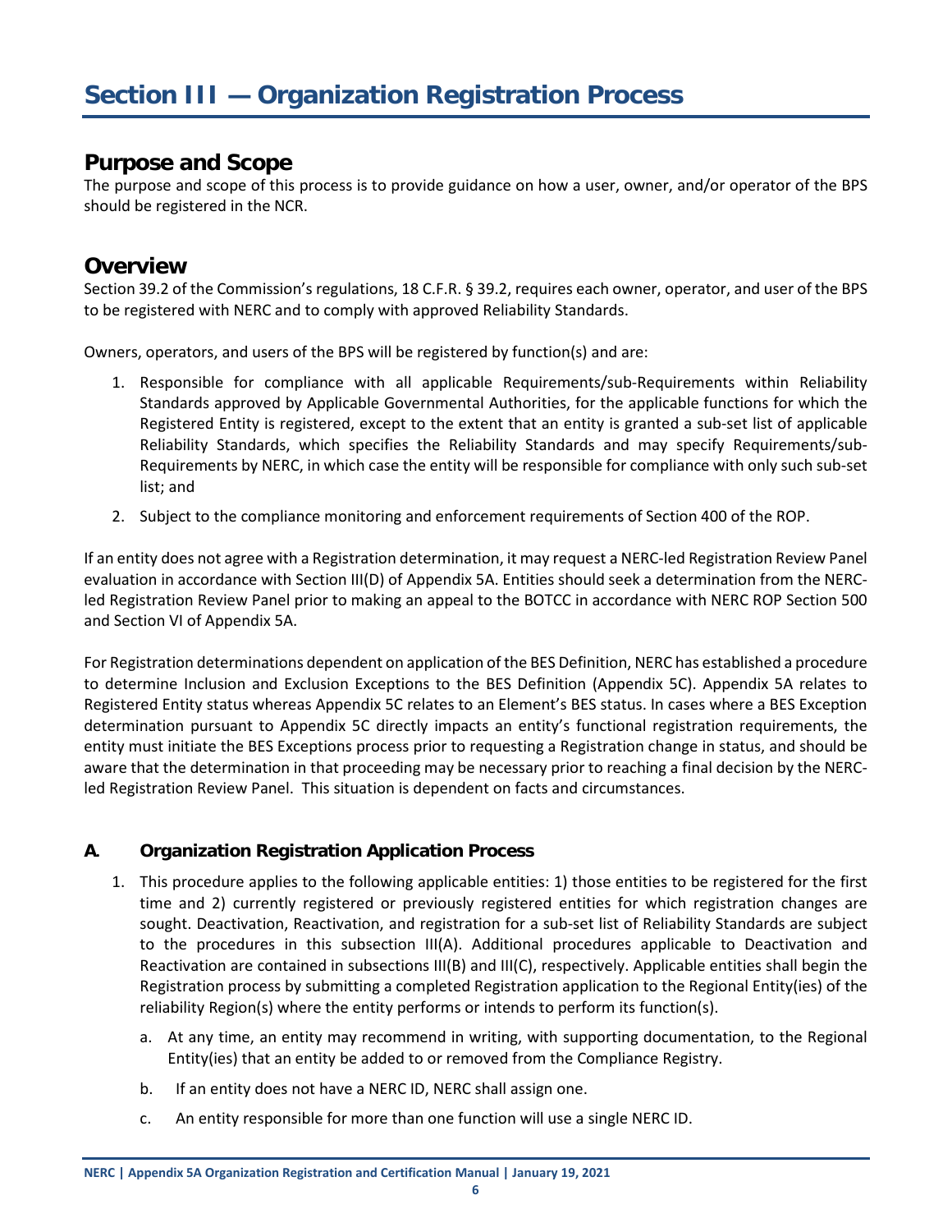# Section III — Organization Registration Process

## Purpose and Scope

The purpose and scope of this process is to provide guidance on how a user, owner, and/or operator of the BPS should be registered in the NCR.

## Overview

Section 39.2 of the Commission's regulations, 18 C.F.R. § 39.2, requires each owner, operator, and user of the BPS to be registered with NERC and to comply with approved Reliability Standards.

Owners, operators, and users of the BPS will be registered by function(s) and are:

1. Responsible for compliance with all applicable Requirements/sub-Requirements within Reliability Standards approved by Applicable Governmental Authorities, for the applicable functions for which the Registered Entity is registered, except to the extent that an entity is granted a sub-set list of applicable Reliability Standards, which specifies the Reliability Standards and may specify Requirements/sub-Requirements by NERC, in which case the entity will be responsible for compliance with only such sub-set list; and
2. Subject to the compliance monitoring and enforcement requirements of Section 400 of the ROP.

If an entity does not agree with a Registration determination, it may request a NERC-led Registration Review Panel evaluation in accordance with Section III(D) of Appendix 5A. Entities should seek a determination from the NERC-led Registration Review Panel prior to making an appeal to the BOTCC in accordance with NERC ROP Section 500 and Section VI of Appendix 5A.

For Registration determinations dependent on application of the BES Definition, NERC has established a procedure to determine Inclusion and Exclusion Exceptions to the BES Definition (Appendix 5C). Appendix 5A relates to Registered Entity status whereas Appendix 5C relates to an Element's BES status. In cases where a BES Exception determination pursuant to Appendix 5C directly impacts an entity's functional registration requirements, the entity must initiate the BES Exceptions process prior to requesting a Registration change in status, and should be aware that the determination in that proceeding may be necessary prior to reaching a final decision by the NERC-led Registration Review Panel. This situation is dependent on facts and circumstances.

### A. Organization Registration Application Process

1. This procedure applies to the following applicable entities: 1) those entities to be registered for the first time and 2) currently registered or previously registered entities for which registration changes are sought. Deactivation, Reactivation, and registration for a sub-set list of Reliability Standards are subject to the procedures in this subsection III(A). Additional procedures applicable to Deactivation and Reactivation are contained in subsections III(B) and III(C), respectively. Applicable entities shall begin the Registration process by submitting a completed Registration application to the Regional Entity(ies) of the reliability Region(s) where the entity performs or intends to perform its function(s).
   a. At any time, an entity may recommend in writing, with supporting documentation, to the Regional Entity(ies) that an entity be added to or removed from the Compliance Registry.
   b. If an entity does not have a NERC ID, NERC shall assign one.
   c. An entity responsible for more than one function will use a single NERC ID.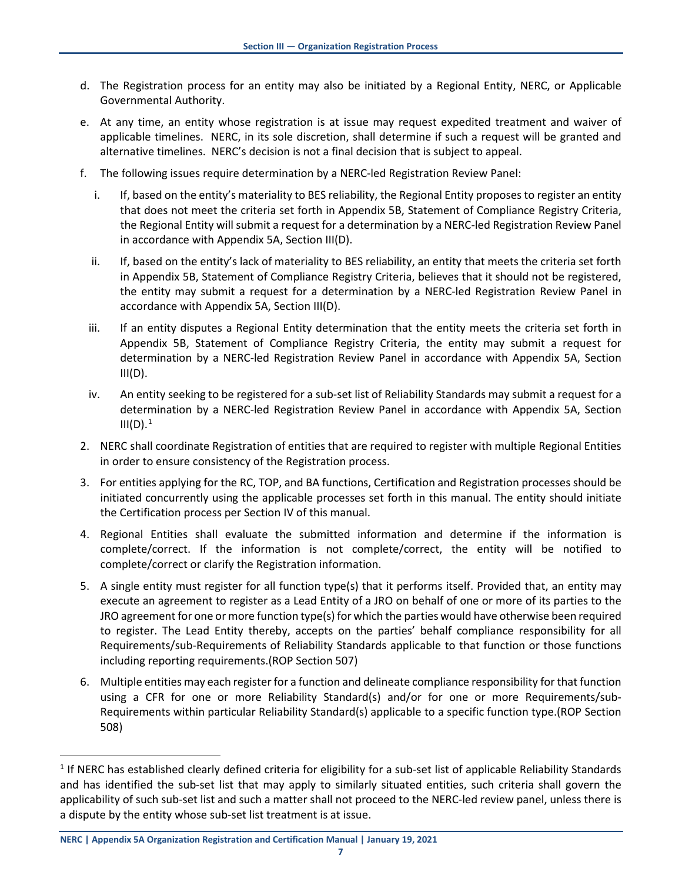d. The Registration process for an entity may also be initiated by a Regional Entity, NERC, or Applicable Governmental Authority.

e. At any time, an entity whose registration is at issue may request expedited treatment and waiver of applicable timelines. NERC, in its sole discretion, shall determine if such a request will be granted and alternative timelines. NERC's decision is not a final decision that is subject to appeal.

f. The following issues require determination by a NERC-led Registration Review Panel:

   i. If, based on the entity's materiality to BES reliability, the Regional Entity proposes to register an entity that does not meet the criteria set forth in Appendix 5B, Statement of Compliance Registry Criteria, the Regional Entity will submit a request for a determination by a NERC-led Registration Review Panel in accordance with Appendix 5A, Section III(D).

   ii. If, based on the entity's lack of materiality to BES reliability, an entity that meets the criteria set forth in Appendix 5B, Statement of Compliance Registry Criteria, believes that it should not be registered, the entity may submit a request for a determination by a NERC-led Registration Review Panel in accordance with Appendix 5A, Section III(D).

   iii. If an entity disputes a Regional Entity determination that the entity meets the criteria set forth in Appendix 5B, Statement of Compliance Registry Criteria, the entity may submit a request for determination by a NERC-led Registration Review Panel in accordance with Appendix 5A, Section III(D).

   iv. An entity seeking to be registered for a sub-set list of Reliability Standards may submit a request for a determination by a NERC-led Registration Review Panel in accordance with Appendix 5A, Section III(D).[1]

2. NERC shall coordinate Registration of entities that are required to register with multiple Regional Entities in order to ensure consistency of the Registration process.

3. For entities applying for the RC, TOP, and BA functions, Certification and Registration processes should be initiated concurrently using the applicable processes set forth in this manual. The entity should initiate the Certification process per Section IV of this manual.

4. Regional Entities shall evaluate the submitted information and determine if the information is complete/correct. If the information is not complete/correct, the entity will be notified to complete/correct or clarify the Registration information.

5. A single entity must register for all function type(s) that it performs itself. Provided that, an entity may execute an agreement to register as a Lead Entity of a JRO on behalf of one or more of its parties to the JRO agreement for one or more function type(s) for which the parties would have otherwise been required to register. The Lead Entity thereby, accepts on the parties' behalf compliance responsibility for all Requirements/sub-Requirements of Reliability Standards applicable to that function or those functions including reporting requirements.(ROP Section 507)

6. Multiple entities may each register for a function and delineate compliance responsibility for that function using a CFR for one or more Reliability Standard(s) and/or for one or more Requirements/sub-Requirements within particular Reliability Standard(s) applicable to a specific function type.(ROP Section 508)

---

[1] If NERC has established clearly defined criteria for eligibility for a sub-set list of applicable Reliability Standards and has identified the sub-set list that may apply to similarly situated entities, such criteria shall govern the applicability of such sub-set list and such a matter shall not proceed to the NERC-led review panel, unless there is a dispute by the entity whose sub-set list treatment is at issue.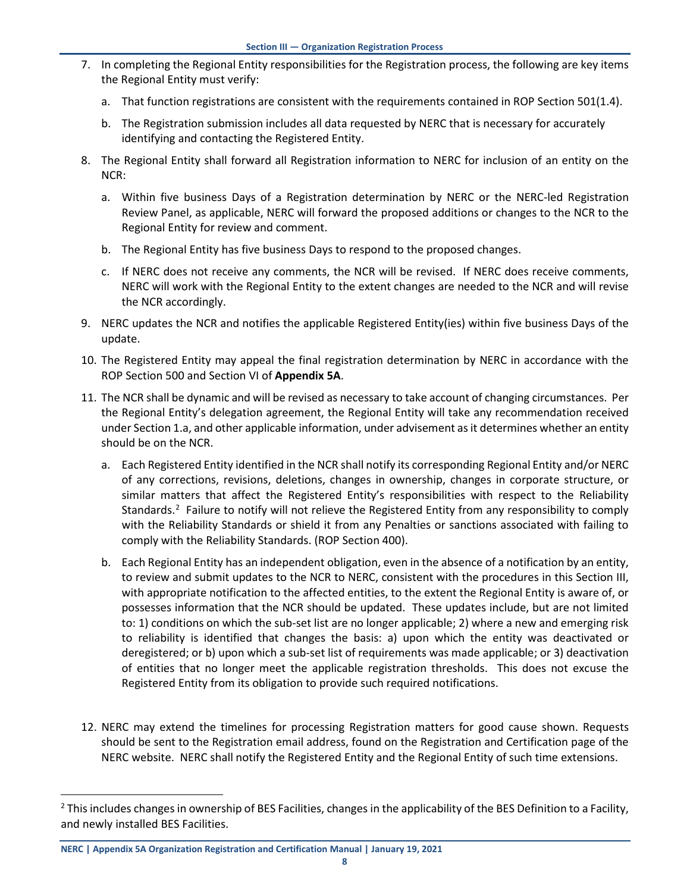7. In completing the Regional Entity responsibilities for the Registration process, the following are key items the Regional Entity must verify:

   a. That function registrations are consistent with the requirements contained in ROP Section 501(1.4).

   b. The Registration submission includes all data requested by NERC that is necessary for accurately identifying and contacting the Registered Entity.

8. The Regional Entity shall forward all Registration information to NERC for inclusion of an entity on the NCR:

   a. Within five business Days of a Registration determination by NERC or the NERC-led Registration Review Panel, as applicable, NERC will forward the proposed additions or changes to the NCR to the Regional Entity for review and comment.

   b. The Regional Entity has five business Days to respond to the proposed changes.

   c. If NERC does not receive any comments, the NCR will be revised. If NERC does receive comments, NERC will work with the Regional Entity to the extent changes are needed to the NCR and will revise the NCR accordingly.

9. NERC updates the NCR and notifies the applicable Registered Entity(ies) within five business Days of the update.

10. The Registered Entity may appeal the final registration determination by NERC in accordance with the ROP Section 500 and Section VI of **Appendix 5A**.

11. The NCR shall be dynamic and will be revised as necessary to take account of changing circumstances. Per the Regional Entity's delegation agreement, the Regional Entity will take any recommendation received under Section 1.a, and other applicable information, under advisement as it determines whether an entity should be on the NCR.

    a. Each Registered Entity identified in the NCR shall notify its corresponding Regional Entity and/or NERC of any corrections, revisions, deletions, changes in ownership, changes in corporate structure, or similar matters that affect the Registered Entity's responsibilities with respect to the Reliability Standards.[2] Failure to notify will not relieve the Registered Entity from any responsibility to comply with the Reliability Standards or shield it from any Penalties or sanctions associated with failing to comply with the Reliability Standards. (ROP Section 400).

    b. Each Regional Entity has an independent obligation, even in the absence of a notification by an entity, to review and submit updates to the NCR to NERC, consistent with the procedures in this Section III, with appropriate notification to the affected entities, to the extent the Regional Entity is aware of, or possesses information that the NCR should be updated. These updates include, but are not limited to: 1) conditions on which the sub-set list are no longer applicable; 2) where a new and emerging risk to reliability is identified that changes the basis: a) upon which the entity was deactivated or deregistered; or b) upon which a sub-set list of requirements was made applicable; or 3) deactivation of entities that no longer meet the applicable registration thresholds. This does not excuse the Registered Entity from its obligation to provide such required notifications.

12. NERC may extend the timelines for processing Registration matters for good cause shown. Requests should be sent to the Registration email address, found on the Registration and Certification page of the NERC website. NERC shall notify the Registered Entity and the Regional Entity of such time extensions.

---

[2] This includes changes in ownership of BES Facilities, changes in the applicability of the BES Definition to a Facility, and newly installed BES Facilities.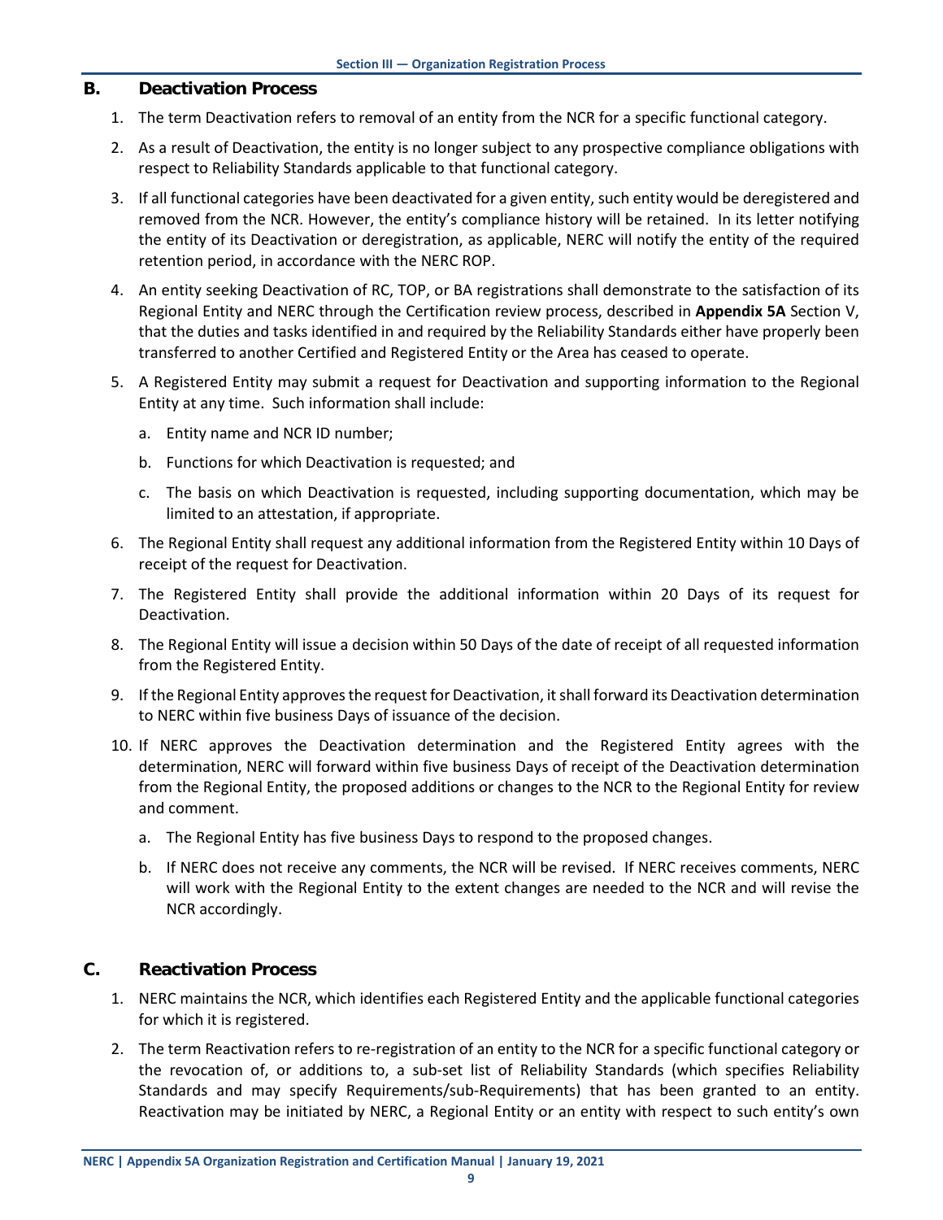## B. Deactivation Process

1. The term Deactivation refers to removal of an entity from the NCR for a specific functional category.
2. As a result of Deactivation, the entity is no longer subject to any prospective compliance obligations with respect to Reliability Standards applicable to that functional category.
3. If all functional categories have been deactivated for a given entity, such entity would be deregistered and removed from the NCR. However, the entity's compliance history will be retained. In its letter notifying the entity of its Deactivation or deregistration, as applicable, NERC will notify the entity of the required retention period, in accordance with the NERC ROP.
4. An entity seeking Deactivation of RC, TOP, or BA registrations shall demonstrate to the satisfaction of its Regional Entity and NERC through the Certification review process, described in **Appendix 5A** Section V, that the duties and tasks identified in and required by the Reliability Standards either have properly been transferred to another Certified and Registered Entity or the Area has ceased to operate.
5. A Registered Entity may submit a request for Deactivation and supporting information to the Regional Entity at any time. Such information shall include:
   a. Entity name and NCR ID number;
   b. Functions for which Deactivation is requested; and
   c. The basis on which Deactivation is requested, including supporting documentation, which may be limited to an attestation, if appropriate.
6. The Regional Entity shall request any additional information from the Registered Entity within 10 Days of receipt of the request for Deactivation.
7. The Registered Entity shall provide the additional information within 20 Days of its request for Deactivation.
8. The Regional Entity will issue a decision within 50 Days of the date of receipt of all requested information from the Registered Entity.
9. If the Regional Entity approves the request for Deactivation, it shall forward its Deactivation determination to NERC within five business Days of issuance of the decision.
10. If NERC approves the Deactivation determination and the Registered Entity agrees with the determination, NERC will forward within five business Days of receipt of the Deactivation determination from the Regional Entity, the proposed additions or changes to the NCR to the Regional Entity for review and comment.
    a. The Regional Entity has five business Days to respond to the proposed changes.
    b. If NERC does not receive any comments, the NCR will be revised. If NERC receives comments, NERC will work with the Regional Entity to the extent changes are needed to the NCR and will revise the NCR accordingly.

## C. Reactivation Process

1. NERC maintains the NCR, which identifies each Registered Entity and the applicable functional categories for which it is registered.
2. The term Reactivation refers to re-registration of an entity to the NCR for a specific functional category or the revocation of, or additions to, a sub-set list of Reliability Standards (which specifies Reliability Standards and may specify Requirements/sub-Requirements) that has been granted to an entity. Reactivation may be initiated by NERC, a Regional Entity or an entity with respect to such entity's own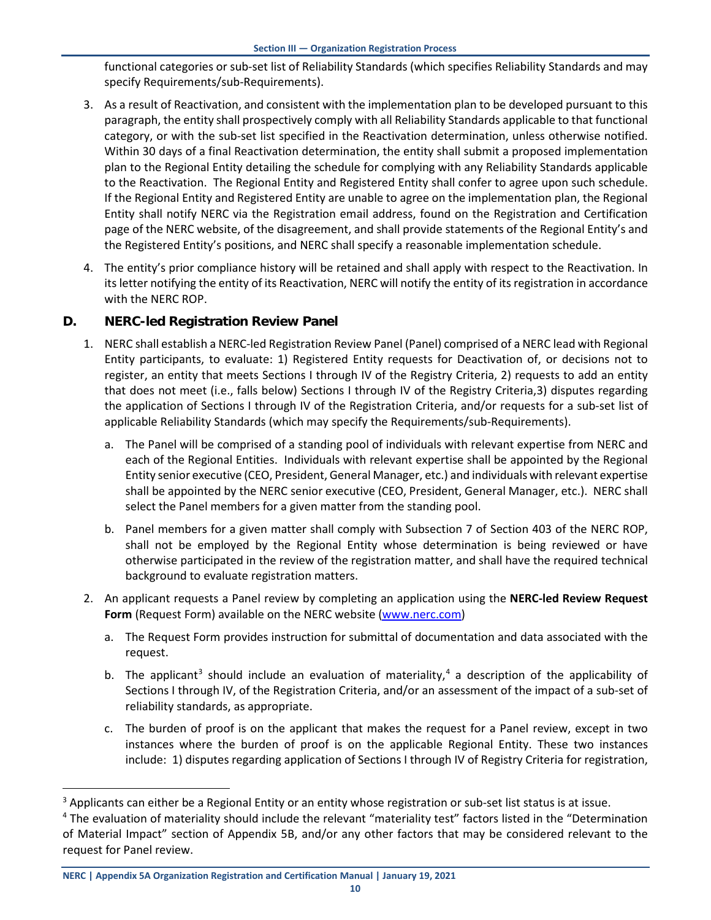functional categories or sub-set list of Reliability Standards (which specifies Reliability Standards and may specify Requirements/sub-Requirements).

3. As a result of Reactivation, and consistent with the implementation plan to be developed pursuant to this paragraph, the entity shall prospectively comply with all Reliability Standards applicable to that functional category, or with the sub-set list specified in the Reactivation determination, unless otherwise notified. Within 30 days of a final Reactivation determination, the entity shall submit a proposed implementation plan to the Regional Entity detailing the schedule for complying with any Reliability Standards applicable to the Reactivation. The Regional Entity and Registered Entity shall confer to agree upon such schedule. If the Regional Entity and Registered Entity are unable to agree on the implementation plan, the Regional Entity shall notify NERC via the Registration email address, found on the Registration and Certification page of the NERC website, of the disagreement, and shall provide statements of the Regional Entity's and the Registered Entity's positions, and NERC shall specify a reasonable implementation schedule.

4. The entity's prior compliance history will be retained and shall apply with respect to the Reactivation. In its letter notifying the entity of its Reactivation, NERC will notify the entity of its registration in accordance with the NERC ROP.

## D. NERC-led Registration Review Panel

1. NERC shall establish a NERC-led Registration Review Panel (Panel) comprised of a NERC lead with Regional Entity participants, to evaluate: 1) Registered Entity requests for Deactivation of, or decisions not to register, an entity that meets Sections I through IV of the Registry Criteria, 2) requests to add an entity that does not meet (i.e., falls below) Sections I through IV of the Registry Criteria,3) disputes regarding the application of Sections I through IV of the Registration Criteria, and/or requests for a sub-set list of applicable Reliability Standards (which may specify the Requirements/sub-Requirements).

   a. The Panel will be comprised of a standing pool of individuals with relevant expertise from NERC and each of the Regional Entities. Individuals with relevant expertise shall be appointed by the Regional Entity senior executive (CEO, President, General Manager, etc.) and individuals with relevant expertise shall be appointed by the NERC senior executive (CEO, President, General Manager, etc.). NERC shall select the Panel members for a given matter from the standing pool.

   b. Panel members for a given matter shall comply with Subsection 7 of Section 403 of the NERC ROP, shall not be employed by the Regional Entity whose determination is being reviewed or have otherwise participated in the review of the registration matter, and shall have the required technical background to evaluate registration matters.

2. An applicant requests a Panel review by completing an application using the **NERC-led Review Request Form** (Request Form) available on the NERC website (www.nerc.com)

   a. The Request Form provides instruction for submittal of documentation and data associated with the request.

   b. The applicant[3] should include an evaluation of materiality,[4] a description of the applicability of Sections I through IV, of the Registration Criteria, and/or an assessment of the impact of a sub-set of reliability standards, as appropriate.

   c. The burden of proof is on the applicant that makes the request for a Panel review, except in two instances where the burden of proof is on the applicable Regional Entity. These two instances include: 1) disputes regarding application of Sections I through IV of Registry Criteria for registration,

---

[3] Applicants can either be a Regional Entity or an entity whose registration or sub-set list status is at issue.

[4] The evaluation of materiality should include the relevant "materiality test" factors listed in the "Determination of Material Impact" section of Appendix 5B, and/or any other factors that may be considered relevant to the request for Panel review.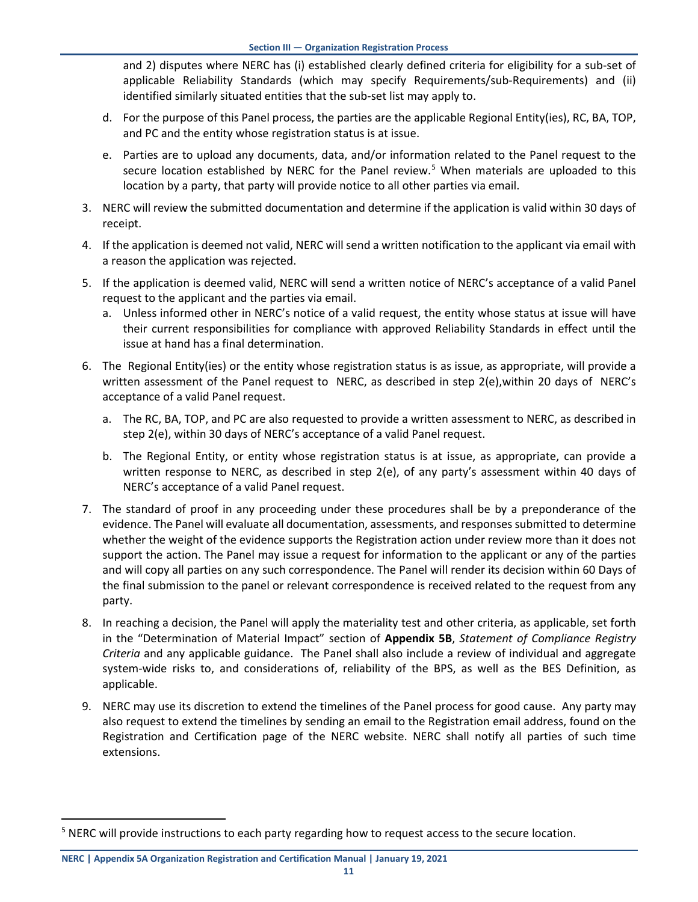and 2) disputes where NERC has (i) established clearly defined criteria for eligibility for a sub-set of applicable Reliability Standards (which may specify Requirements/sub-Requirements) and (ii) identified similarly situated entities that the sub-set list may apply to.

d. For the purpose of this Panel process, the parties are the applicable Regional Entity(ies), RC, BA, TOP, and PC and the entity whose registration status is at issue.

e. Parties are to upload any documents, data, and/or information related to the Panel request to the secure location established by NERC for the Panel review.[5] When materials are uploaded to this location by a party, that party will provide notice to all other parties via email.

3. NERC will review the submitted documentation and determine if the application is valid within 30 days of receipt.

4. If the application is deemed not valid, NERC will send a written notification to the applicant via email with a reason the application was rejected.

5. If the application is deemed valid, NERC will send a written notice of NERC's acceptance of a valid Panel request to the applicant and the parties via email.
   a. Unless informed other in NERC's notice of a valid request, the entity whose status at issue will have their current responsibilities for compliance with approved Reliability Standards in effect until the issue at hand has a final determination.

6. The Regional Entity(ies) or the entity whose registration status is as issue, as appropriate, will provide a written assessment of the Panel request to NERC, as described in step 2(e),within 20 days of NERC's acceptance of a valid Panel request.
   a. The RC, BA, TOP, and PC are also requested to provide a written assessment to NERC, as described in step 2(e), within 30 days of NERC's acceptance of a valid Panel request.
   b. The Regional Entity, or entity whose registration status is at issue, as appropriate, can provide a written response to NERC, as described in step 2(e), of any party's assessment within 40 days of NERC's acceptance of a valid Panel request.

7. The standard of proof in any proceeding under these procedures shall be by a preponderance of the evidence. The Panel will evaluate all documentation, assessments, and responses submitted to determine whether the weight of the evidence supports the Registration action under review more than it does not support the action. The Panel may issue a request for information to the applicant or any of the parties and will copy all parties on any such correspondence. The Panel will render its decision within 60 Days of the final submission to the panel or relevant correspondence is received related to the request from any party.

8. In reaching a decision, the Panel will apply the materiality test and other criteria, as applicable, set forth in the "Determination of Material Impact" section of **Appendix 5B**, *Statement of Compliance Registry Criteria* and any applicable guidance. The Panel shall also include a review of individual and aggregate system-wide risks to, and considerations of, reliability of the BPS, as well as the BES Definition, as applicable.

9. NERC may use its discretion to extend the timelines of the Panel process for good cause. Any party may also request to extend the timelines by sending an email to the Registration email address, found on the Registration and Certification page of the NERC website. NERC shall notify all parties of such time extensions.

[5] NERC will provide instructions to each party regarding how to request access to the secure location.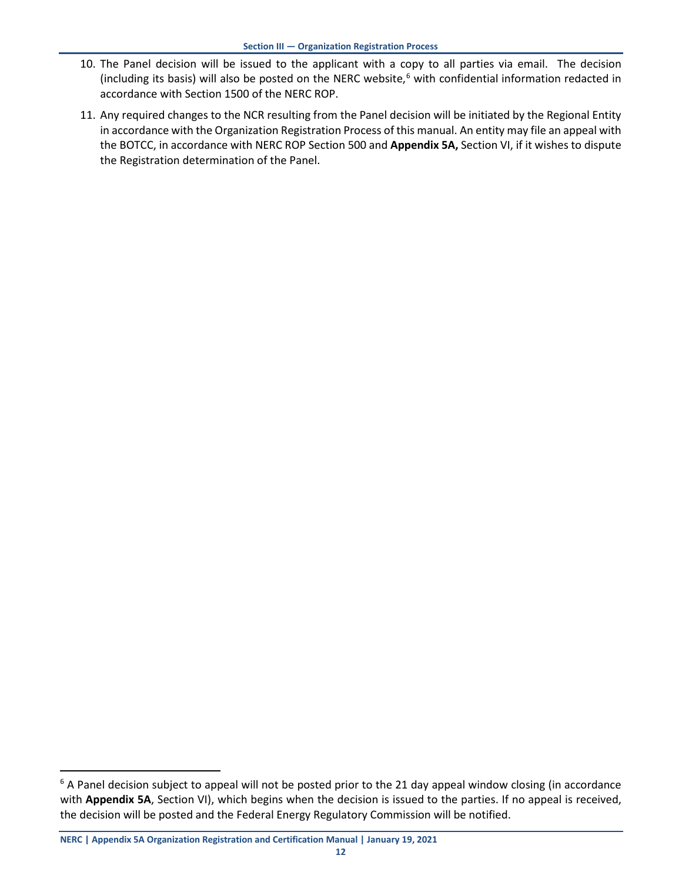10. The Panel decision will be issued to the applicant with a copy to all parties via email. The decision (including its basis) will also be posted on the NERC website,[6] with confidential information redacted in accordance with Section 1500 of the NERC ROP.

11. Any required changes to the NCR resulting from the Panel decision will be initiated by the Regional Entity in accordance with the Organization Registration Process of this manual. An entity may file an appeal with the BOTCC, in accordance with NERC ROP Section 500 and **Appendix 5A,** Section VI, if it wishes to dispute the Registration determination of the Panel.

[6] A Panel decision subject to appeal will not be posted prior to the 21 day appeal window closing (in accordance with **Appendix 5A**, Section VI), which begins when the decision is issued to the parties. If no appeal is received, the decision will be posted and the Federal Energy Regulatory Commission will be notified.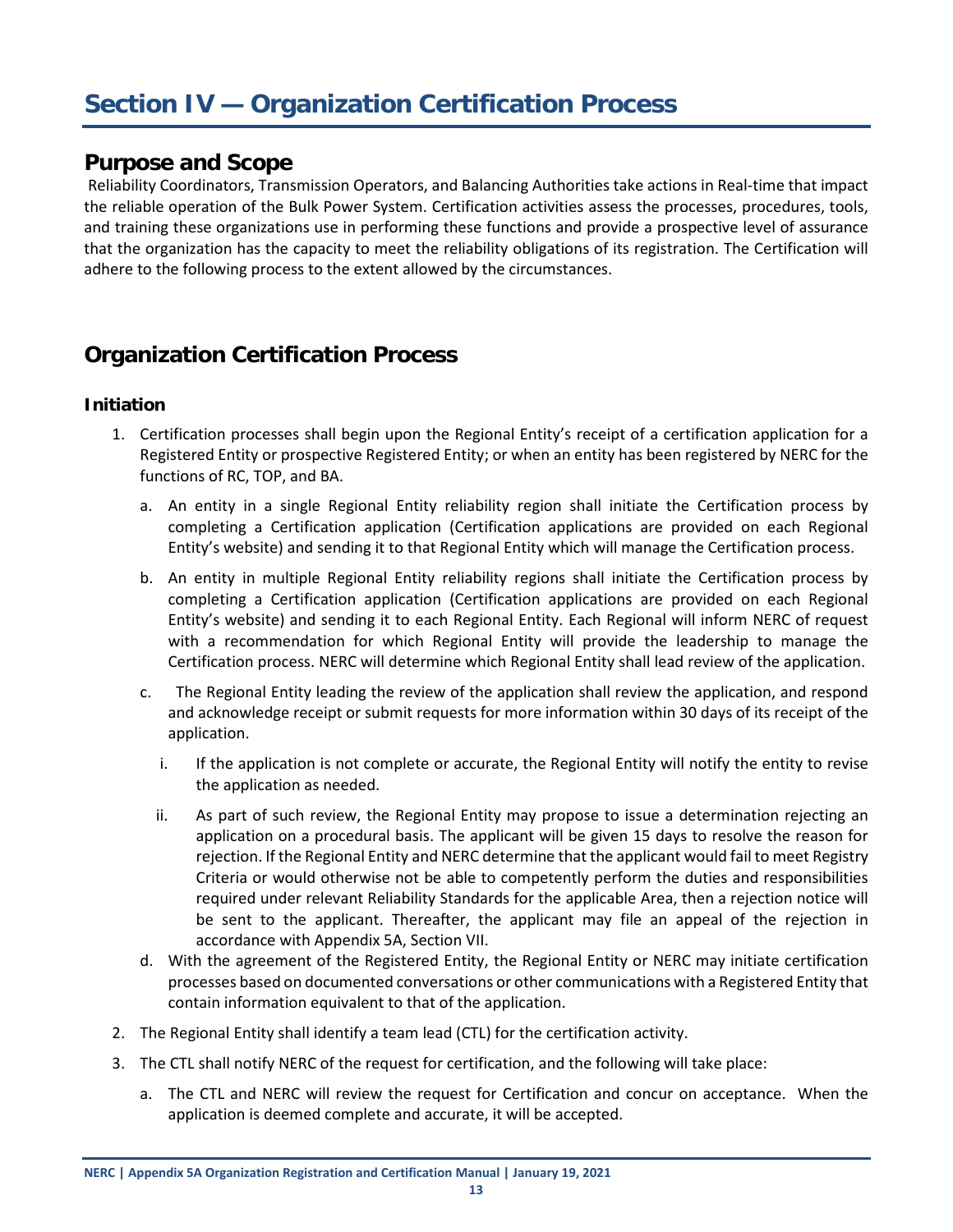# Section IV — Organization Certification Process

## Purpose and Scope

Reliability Coordinators, Transmission Operators, and Balancing Authorities take actions in Real-time that impact the reliable operation of the Bulk Power System. Certification activities assess the processes, procedures, tools, and training these organizations use in performing these functions and provide a prospective level of assurance that the organization has the capacity to meet the reliability obligations of its registration. The Certification will adhere to the following process to the extent allowed by the circumstances.

## Organization Certification Process

### Initiation

1. Certification processes shall begin upon the Regional Entity's receipt of a certification application for a Registered Entity or prospective Registered Entity; or when an entity has been registered by NERC for the functions of RC, TOP, and BA.
   a. An entity in a single Regional Entity reliability region shall initiate the Certification process by completing a Certification application (Certification applications are provided on each Regional Entity's website) and sending it to that Regional Entity which will manage the Certification process.
   b. An entity in multiple Regional Entity reliability regions shall initiate the Certification process by completing a Certification application (Certification applications are provided on each Regional Entity's website) and sending it to each Regional Entity. Each Regional will inform NERC of request with a recommendation for which Regional Entity will provide the leadership to manage the Certification process. NERC will determine which Regional Entity shall lead review of the application.
   c. The Regional Entity leading the review of the application shall review the application, and respond and acknowledge receipt or submit requests for more information within 30 days of its receipt of the application.
      i. If the application is not complete or accurate, the Regional Entity will notify the entity to revise the application as needed.
      ii. As part of such review, the Regional Entity may propose to issue a determination rejecting an application on a procedural basis. The applicant will be given 15 days to resolve the reason for rejection. If the Regional Entity and NERC determine that the applicant would fail to meet Registry Criteria or would otherwise not be able to competently perform the duties and responsibilities required under relevant Reliability Standards for the applicable Area, then a rejection notice will be sent to the applicant. Thereafter, the applicant may file an appeal of the rejection in accordance with Appendix 5A, Section VII.
   d. With the agreement of the Registered Entity, the Regional Entity or NERC may initiate certification processes based on documented conversations or other communications with a Registered Entity that contain information equivalent to that of the application.
2. The Regional Entity shall identify a team lead (CTL) for the certification activity.
3. The CTL shall notify NERC of the request for certification, and the following will take place:
   a. The CTL and NERC will review the request for Certification and concur on acceptance. When the application is deemed complete and accurate, it will be accepted.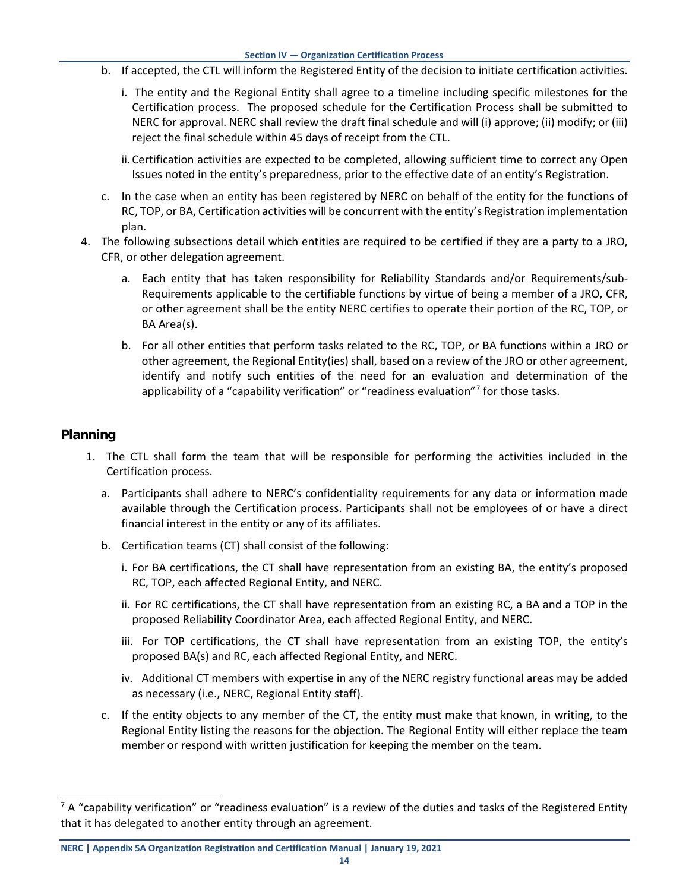b. If accepted, the CTL will inform the Registered Entity of the decision to initiate certification activities.

   i. The entity and the Regional Entity shall agree to a timeline including specific milestones for the Certification process. The proposed schedule for the Certification Process shall be submitted to NERC for approval. NERC shall review the draft final schedule and will (i) approve; (ii) modify; or (iii) reject the final schedule within 45 days of receipt from the CTL.

   ii. Certification activities are expected to be completed, allowing sufficient time to correct any Open Issues noted in the entity's preparedness, prior to the effective date of an entity's Registration.

c. In the case when an entity has been registered by NERC on behalf of the entity for the functions of RC, TOP, or BA, Certification activities will be concurrent with the entity's Registration implementation plan.

4. The following subsections detail which entities are required to be certified if they are a party to a JRO, CFR, or other delegation agreement.

   a. Each entity that has taken responsibility for Reliability Standards and/or Requirements/sub-Requirements applicable to the certifiable functions by virtue of being a member of a JRO, CFR, or other agreement shall be the entity NERC certifies to operate their portion of the RC, TOP, or BA Area(s).

   b. For all other entities that perform tasks related to the RC, TOP, or BA functions within a JRO or other agreement, the Regional Entity(ies) shall, based on a review of the JRO or other agreement, identify and notify such entities of the need for an evaluation and determination of the applicability of a "capability verification" or "readiness evaluation"[7] for those tasks.

## Planning

1. The CTL shall form the team that will be responsible for performing the activities included in the Certification process.

   a. Participants shall adhere to NERC's confidentiality requirements for any data or information made available through the Certification process. Participants shall not be employees of or have a direct financial interest in the entity or any of its affiliates.

   b. Certification teams (CT) shall consist of the following:

      i. For BA certifications, the CT shall have representation from an existing BA, the entity's proposed RC, TOP, each affected Regional Entity, and NERC.

      ii. For RC certifications, the CT shall have representation from an existing RC, a BA and a TOP in the proposed Reliability Coordinator Area, each affected Regional Entity, and NERC.

      iii. For TOP certifications, the CT shall have representation from an existing TOP, the entity's proposed BA(s) and RC, each affected Regional Entity, and NERC.

      iv. Additional CT members with expertise in any of the NERC registry functional areas may be added as necessary (i.e., NERC, Regional Entity staff).

   c. If the entity objects to any member of the CT, the entity must make that known, in writing, to the Regional Entity listing the reasons for the objection. The Regional Entity will either replace the team member or respond with written justification for keeping the member on the team.

---

[7] A "capability verification" or "readiness evaluation" is a review of the duties and tasks of the Registered Entity that it has delegated to another entity through an agreement.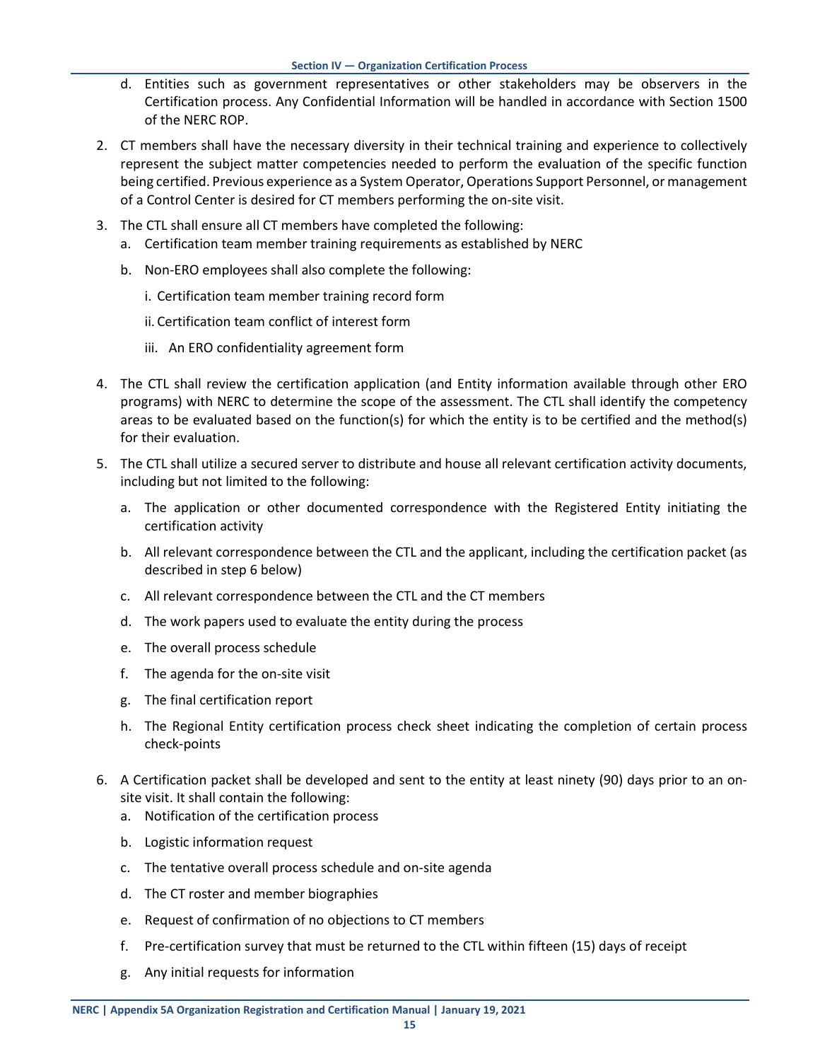d. Entities such as government representatives or other stakeholders may be observers in the Certification process. Any Confidential Information will be handled in accordance with Section 1500 of the NERC ROP.

2. CT members shall have the necessary diversity in their technical training and experience to collectively represent the subject matter competencies needed to perform the evaluation of the specific function being certified. Previous experience as a System Operator, Operations Support Personnel, or management of a Control Center is desired for CT members performing the on-site visit.

3. The CTL shall ensure all CT members have completed the following:
   a. Certification team member training requirements as established by NERC
   b. Non-ERO employees shall also complete the following:
      i. Certification team member training record form
      ii. Certification team conflict of interest form
      iii. An ERO confidentiality agreement form

4. The CTL shall review the certification application (and Entity information available through other ERO programs) with NERC to determine the scope of the assessment. The CTL shall identify the competency areas to be evaluated based on the function(s) for which the entity is to be certified and the method(s) for their evaluation.

5. The CTL shall utilize a secured server to distribute and house all relevant certification activity documents, including but not limited to the following:
   a. The application or other documented correspondence with the Registered Entity initiating the certification activity
   b. All relevant correspondence between the CTL and the applicant, including the certification packet (as described in step 6 below)
   c. All relevant correspondence between the CTL and the CT members
   d. The work papers used to evaluate the entity during the process
   e. The overall process schedule
   f. The agenda for the on-site visit
   g. The final certification report
   h. The Regional Entity certification process check sheet indicating the completion of certain process check-points

6. A Certification packet shall be developed and sent to the entity at least ninety (90) days prior to an on-site visit. It shall contain the following:
   a. Notification of the certification process
   b. Logistic information request
   c. The tentative overall process schedule and on-site agenda
   d. The CT roster and member biographies
   e. Request of confirmation of no objections to CT members
   f. Pre-certification survey that must be returned to the CTL within fifteen (15) days of receipt
   g. Any initial requests for information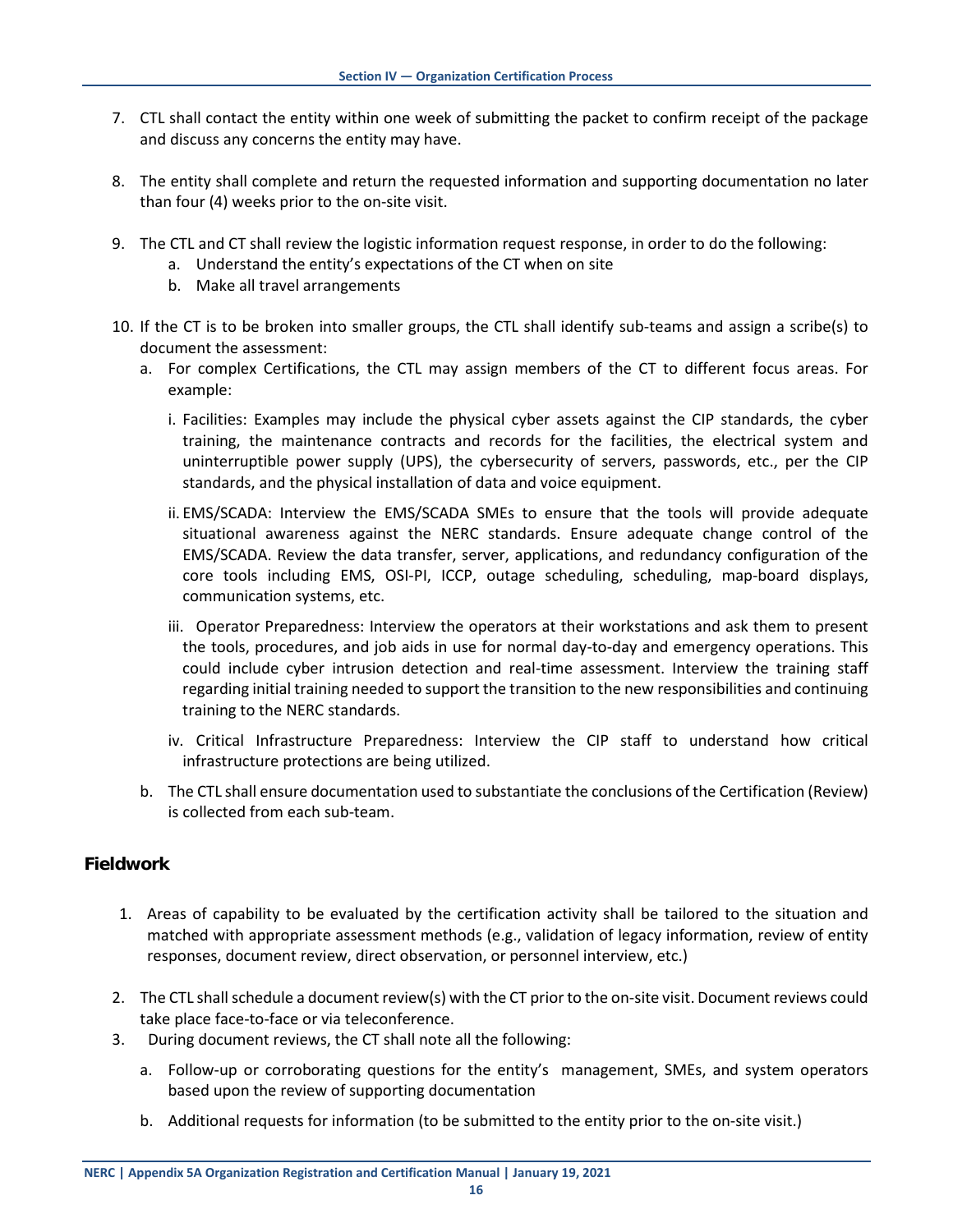7. CTL shall contact the entity within one week of submitting the packet to confirm receipt of the package and discuss any concerns the entity may have.

8. The entity shall complete and return the requested information and supporting documentation no later than four (4) weeks prior to the on-site visit.

9. The CTL and CT shall review the logistic information request response, in order to do the following:
   a. Understand the entity's expectations of the CT when on site
   b. Make all travel arrangements

10. If the CT is to be broken into smaller groups, the CTL shall identify sub-teams and assign a scribe(s) to document the assessment:
    a. For complex Certifications, the CTL may assign members of the CT to different focus areas. For example:

       i. Facilities: Examples may include the physical cyber assets against the CIP standards, the cyber training, the maintenance contracts and records for the facilities, the electrical system and uninterruptible power supply (UPS), the cybersecurity of servers, passwords, etc., per the CIP standards, and the physical installation of data and voice equipment.

       ii. EMS/SCADA: Interview the EMS/SCADA SMEs to ensure that the tools will provide adequate situational awareness against the NERC standards. Ensure adequate change control of the EMS/SCADA. Review the data transfer, server, applications, and redundancy configuration of the core tools including EMS, OSI-PI, ICCP, outage scheduling, scheduling, map-board displays, communication systems, etc.

       iii. Operator Preparedness: Interview the operators at their workstations and ask them to present the tools, procedures, and job aids in use for normal day-to-day and emergency operations. This could include cyber intrusion detection and real-time assessment. Interview the training staff regarding initial training needed to support the transition to the new responsibilities and continuing training to the NERC standards.

       iv. Critical Infrastructure Preparedness: Interview the CIP staff to understand how critical infrastructure protections are being utilized.

    b. The CTL shall ensure documentation used to substantiate the conclusions of the Certification (Review) is collected from each sub-team.

## Fieldwork

1. Areas of capability to be evaluated by the certification activity shall be tailored to the situation and matched with appropriate assessment methods (e.g., validation of legacy information, review of entity responses, document review, direct observation, or personnel interview, etc.)

2. The CTL shall schedule a document review(s) with the CT prior to the on-site visit. Document reviews could take place face-to-face or via teleconference.

3. During document reviews, the CT shall note all the following:

   a. Follow-up or corroborating questions for the entity's management, SMEs, and system operators based upon the review of supporting documentation

   b. Additional requests for information (to be submitted to the entity prior to the on-site visit.)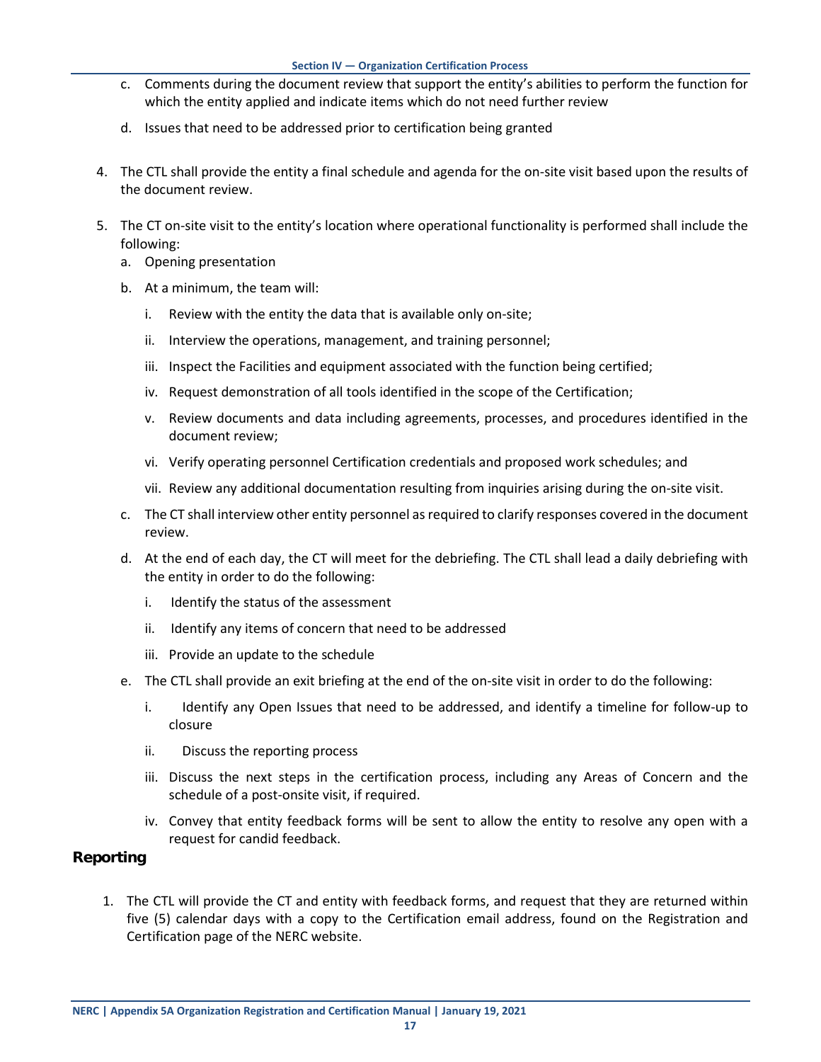c. Comments during the document review that support the entity's abilities to perform the function for which the entity applied and indicate items which do not need further review

d. Issues that need to be addressed prior to certification being granted

4. The CTL shall provide the entity a final schedule and agenda for the on-site visit based upon the results of the document review.

5. The CT on-site visit to the entity's location where operational functionality is performed shall include the following:
   a. Opening presentation
   b. At a minimum, the team will:
      i. Review with the entity the data that is available only on-site;
      ii. Interview the operations, management, and training personnel;
      iii. Inspect the Facilities and equipment associated with the function being certified;
      iv. Request demonstration of all tools identified in the scope of the Certification;
      v. Review documents and data including agreements, processes, and procedures identified in the document review;
      vi. Verify operating personnel Certification credentials and proposed work schedules; and
      vii. Review any additional documentation resulting from inquiries arising during the on-site visit.
   c. The CT shall interview other entity personnel as required to clarify responses covered in the document review.
   d. At the end of each day, the CT will meet for the debriefing. The CTL shall lead a daily debriefing with the entity in order to do the following:
      i. Identify the status of the assessment
      ii. Identify any items of concern that need to be addressed
      iii. Provide an update to the schedule
   e. The CTL shall provide an exit briefing at the end of the on-site visit in order to do the following:
      i. Identify any Open Issues that need to be addressed, and identify a timeline for follow-up to closure
      ii. Discuss the reporting process
      iii. Discuss the next steps in the certification process, including any Areas of Concern and the schedule of a post-onsite visit, if required.
      iv. Convey that entity feedback forms will be sent to allow the entity to resolve any open with a request for candid feedback.

## Reporting

1. The CTL will provide the CT and entity with feedback forms, and request that they are returned within five (5) calendar days with a copy to the Certification email address, found on the Registration and Certification page of the NERC website.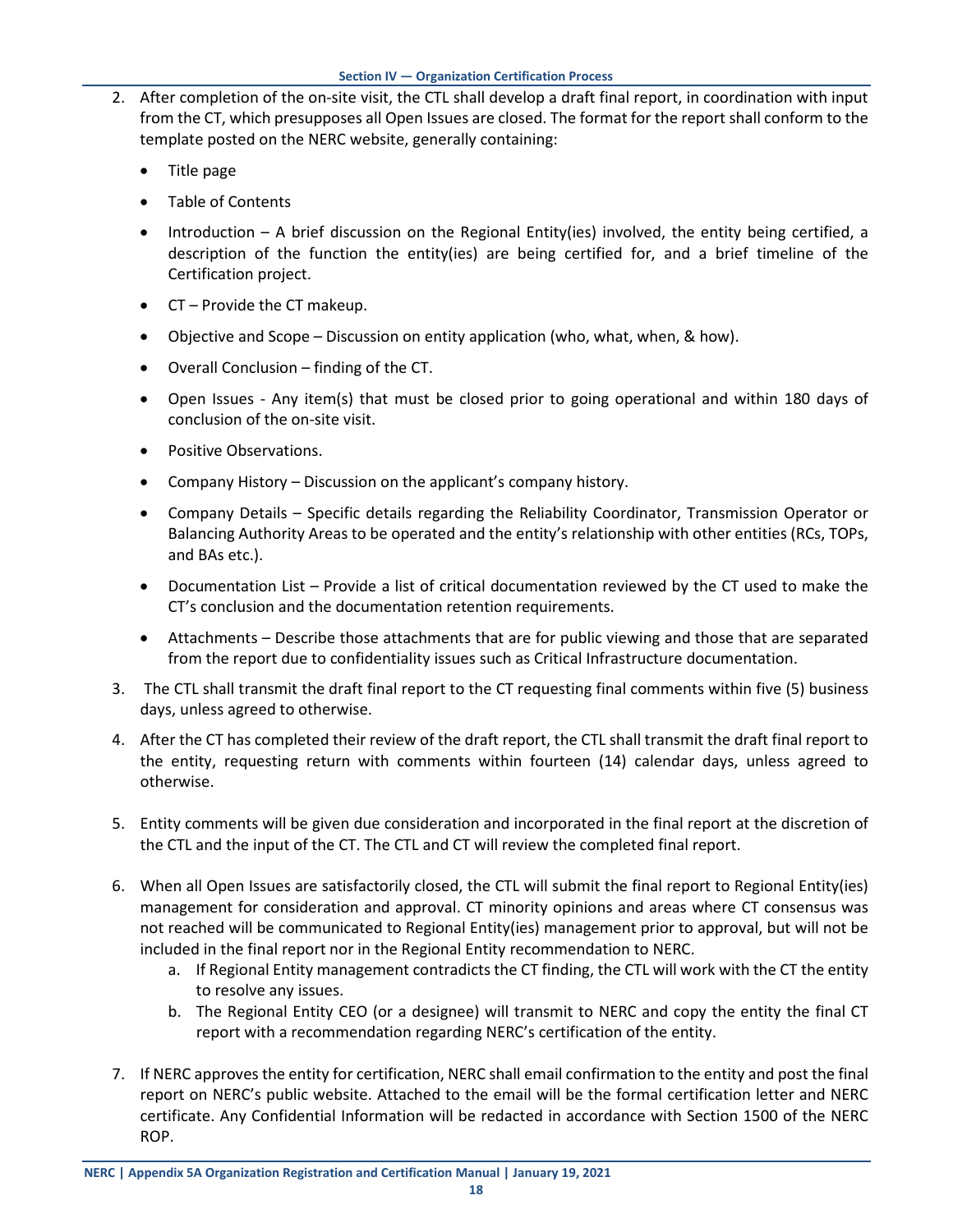2. After completion of the on-site visit, the CTL shall develop a draft final report, in coordination with input from the CT, which presupposes all Open Issues are closed. The format for the report shall conform to the template posted on the NERC website, generally containing:
   - Title page
   - Table of Contents
   - Introduction – A brief discussion on the Regional Entity(ies) involved, the entity being certified, a description of the function the entity(ies) are being certified for, and a brief timeline of the Certification project.
   - CT – Provide the CT makeup.
   - Objective and Scope – Discussion on entity application (who, what, when, & how).
   - Overall Conclusion – finding of the CT.
   - Open Issues - Any item(s) that must be closed prior to going operational and within 180 days of conclusion of the on-site visit.
   - Positive Observations.
   - Company History – Discussion on the applicant's company history.
   - Company Details – Specific details regarding the Reliability Coordinator, Transmission Operator or Balancing Authority Areas to be operated and the entity's relationship with other entities (RCs, TOPs, and BAs etc.).
   - Documentation List – Provide a list of critical documentation reviewed by the CT used to make the CT's conclusion and the documentation retention requirements.
   - Attachments – Describe those attachments that are for public viewing and those that are separated from the report due to confidentiality issues such as Critical Infrastructure documentation.
3. The CTL shall transmit the draft final report to the CT requesting final comments within five (5) business days, unless agreed to otherwise.
4. After the CT has completed their review of the draft report, the CTL shall transmit the draft final report to the entity, requesting return with comments within fourteen (14) calendar days, unless agreed to otherwise.
5. Entity comments will be given due consideration and incorporated in the final report at the discretion of the CTL and the input of the CT. The CTL and CT will review the completed final report.
6. When all Open Issues are satisfactorily closed, the CTL will submit the final report to Regional Entity(ies) management for consideration and approval. CT minority opinions and areas where CT consensus was not reached will be communicated to Regional Entity(ies) management prior to approval, but will not be included in the final report nor in the Regional Entity recommendation to NERC.
   a. If Regional Entity management contradicts the CT finding, the CTL will work with the CT the entity to resolve any issues.
   b. The Regional Entity CEO (or a designee) will transmit to NERC and copy the entity the final CT report with a recommendation regarding NERC's certification of the entity.
7. If NERC approves the entity for certification, NERC shall email confirmation to the entity and post the final report on NERC's public website. Attached to the email will be the formal certification letter and NERC certificate. Any Confidential Information will be redacted in accordance with Section 1500 of the NERC ROP.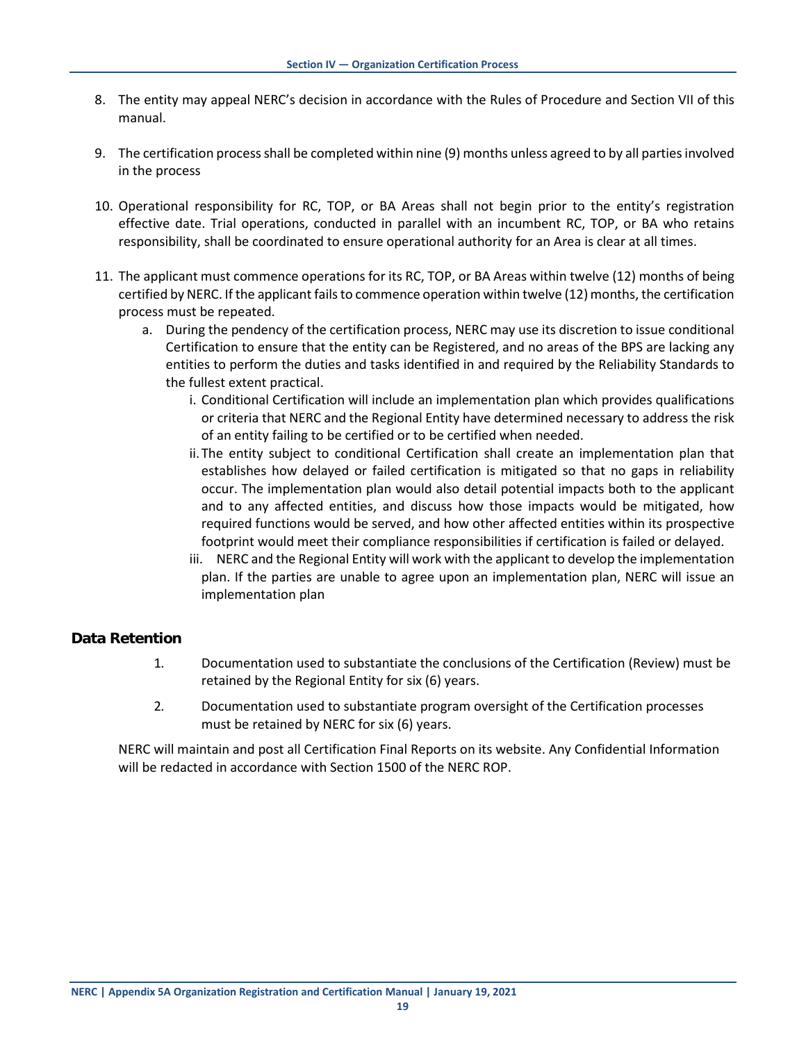8. The entity may appeal NERC's decision in accordance with the Rules of Procedure and Section VII of this manual.

9. The certification process shall be completed within nine (9) months unless agreed to by all parties involved in the process

10. Operational responsibility for RC, TOP, or BA Areas shall not begin prior to the entity's registration effective date. Trial operations, conducted in parallel with an incumbent RC, TOP, or BA who retains responsibility, shall be coordinated to ensure operational authority for an Area is clear at all times.

11. The applicant must commence operations for its RC, TOP, or BA Areas within twelve (12) months of being certified by NERC. If the applicant fails to commence operation within twelve (12) months, the certification process must be repeated.
    a. During the pendency of the certification process, NERC may use its discretion to issue conditional Certification to ensure that the entity can be Registered, and no areas of the BPS are lacking any entities to perform the duties and tasks identified in and required by the Reliability Standards to the fullest extent practical.
        i. Conditional Certification will include an implementation plan which provides qualifications or criteria that NERC and the Regional Entity have determined necessary to address the risk of an entity failing to be certified or to be certified when needed.
        ii. The entity subject to conditional Certification shall create an implementation plan that establishes how delayed or failed certification is mitigated so that no gaps in reliability occur. The implementation plan would also detail potential impacts both to the applicant and to any affected entities, and discuss how those impacts would be mitigated, how required functions would be served, and how other affected entities within its prospective footprint would meet their compliance responsibilities if certification is failed or delayed.
        iii. NERC and the Regional Entity will work with the applicant to develop the implementation plan. If the parties are unable to agree upon an implementation plan, NERC will issue an implementation plan

## Data Retention

1. Documentation used to substantiate the conclusions of the Certification (Review) must be retained by the Regional Entity for six (6) years.

2. Documentation used to substantiate program oversight of the Certification processes must be retained by NERC for six (6) years.

NERC will maintain and post all Certification Final Reports on its website. Any Confidential Information will be redacted in accordance with Section 1500 of the NERC ROP.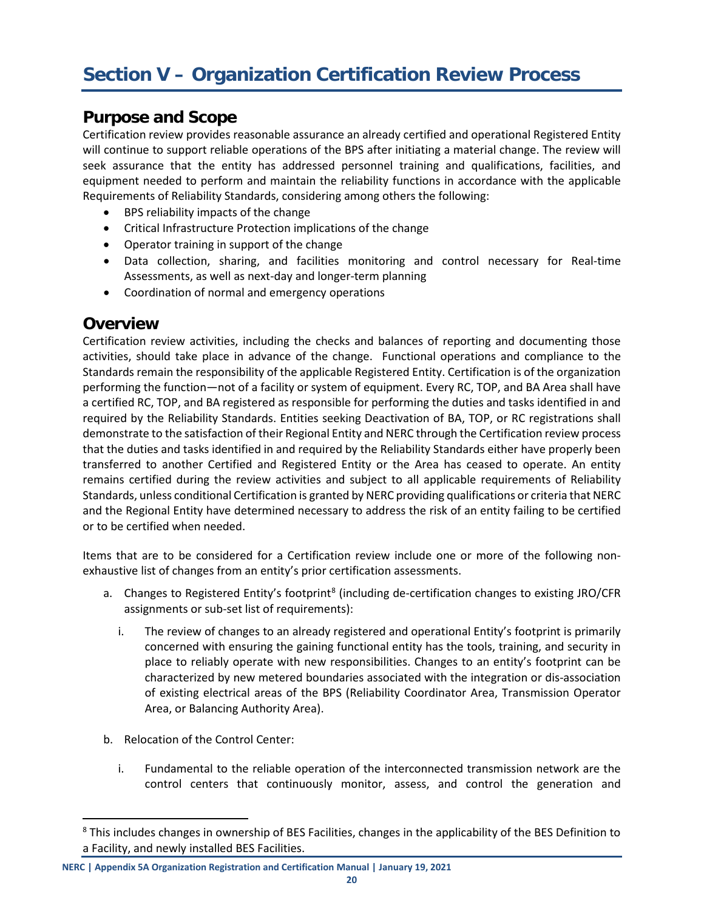# Section V – Organization Certification Review Process

## Purpose and Scope

Certification review provides reasonable assurance an already certified and operational Registered Entity will continue to support reliable operations of the BPS after initiating a material change. The review will seek assurance that the entity has addressed personnel training and qualifications, facilities, and equipment needed to perform and maintain the reliability functions in accordance with the applicable Requirements of Reliability Standards, considering among others the following:

- BPS reliability impacts of the change
- Critical Infrastructure Protection implications of the change
- Operator training in support of the change
- Data collection, sharing, and facilities monitoring and control necessary for Real-time Assessments, as well as next-day and longer-term planning
- Coordination of normal and emergency operations

## Overview

Certification review activities, including the checks and balances of reporting and documenting those activities, should take place in advance of the change. Functional operations and compliance to the Standards remain the responsibility of the applicable Registered Entity. Certification is of the organization performing the function—not of a facility or system of equipment. Every RC, TOP, and BA Area shall have a certified RC, TOP, and BA registered as responsible for performing the duties and tasks identified in and required by the Reliability Standards. Entities seeking Deactivation of BA, TOP, or RC registrations shall demonstrate to the satisfaction of their Regional Entity and NERC through the Certification review process that the duties and tasks identified in and required by the Reliability Standards either have properly been transferred to another Certified and Registered Entity or the Area has ceased to operate. An entity remains certified during the review activities and subject to all applicable requirements of Reliability Standards, unless conditional Certification is granted by NERC providing qualifications or criteria that NERC and the Regional Entity have determined necessary to address the risk of an entity failing to be certified or to be certified when needed.

Items that are to be considered for a Certification review include one or more of the following non-exhaustive list of changes from an entity's prior certification assessments.

a. Changes to Registered Entity's footprint[8] (including de-certification changes to existing JRO/CFR assignments or sub-set list of requirements):

   i. The review of changes to an already registered and operational Entity's footprint is primarily concerned with ensuring the gaining functional entity has the tools, training, and security in place to reliably operate with new responsibilities. Changes to an entity's footprint can be characterized by new metered boundaries associated with the integration or dis-association of existing electrical areas of the BPS (Reliability Coordinator Area, Transmission Operator Area, or Balancing Authority Area).

b. Relocation of the Control Center:

   i. Fundamental to the reliable operation of the interconnected transmission network are the control centers that continuously monitor, assess, and control the generation and

[8] This includes changes in ownership of BES Facilities, changes in the applicability of the BES Definition to a Facility, and newly installed BES Facilities.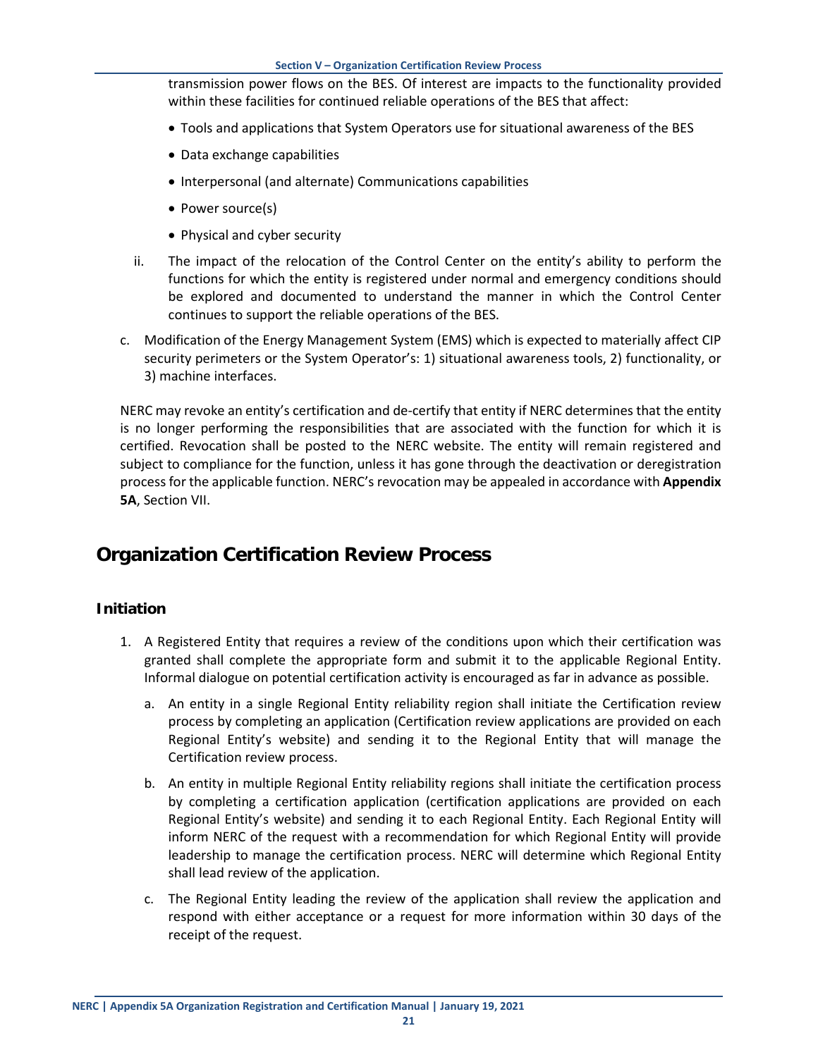transmission power flows on the BES. Of interest are impacts to the functionality provided within these facilities for continued reliable operations of the BES that affect:

- Tools and applications that System Operators use for situational awareness of the BES
- Data exchange capabilities
- Interpersonal (and alternate) Communications capabilities
- Power source(s)
- Physical and cyber security

ii. The impact of the relocation of the Control Center on the entity's ability to perform the functions for which the entity is registered under normal and emergency conditions should be explored and documented to understand the manner in which the Control Center continues to support the reliable operations of the BES.

c. Modification of the Energy Management System (EMS) which is expected to materially affect CIP security perimeters or the System Operator's: 1) situational awareness tools, 2) functionality, or 3) machine interfaces.

NERC may revoke an entity's certification and de-certify that entity if NERC determines that the entity is no longer performing the responsibilities that are associated with the function for which it is certified. Revocation shall be posted to the NERC website. The entity will remain registered and subject to compliance for the function, unless it has gone through the deactivation or deregistration process for the applicable function. NERC's revocation may be appealed in accordance with **Appendix 5A**, Section VII.

## Organization Certification Review Process

### Initiation

1. A Registered Entity that requires a review of the conditions upon which their certification was granted shall complete the appropriate form and submit it to the applicable Regional Entity. Informal dialogue on potential certification activity is encouraged as far in advance as possible.
   a. An entity in a single Regional Entity reliability region shall initiate the Certification review process by completing an application (Certification review applications are provided on each Regional Entity's website) and sending it to the Regional Entity that will manage the Certification review process.
   b. An entity in multiple Regional Entity reliability regions shall initiate the certification process by completing a certification application (certification applications are provided on each Regional Entity's website) and sending it to each Regional Entity. Each Regional Entity will inform NERC of the request with a recommendation for which Regional Entity will provide leadership to manage the certification process. NERC will determine which Regional Entity shall lead review of the application.
   c. The Regional Entity leading the review of the application shall review the application and respond with either acceptance or a request for more information within 30 days of the receipt of the request.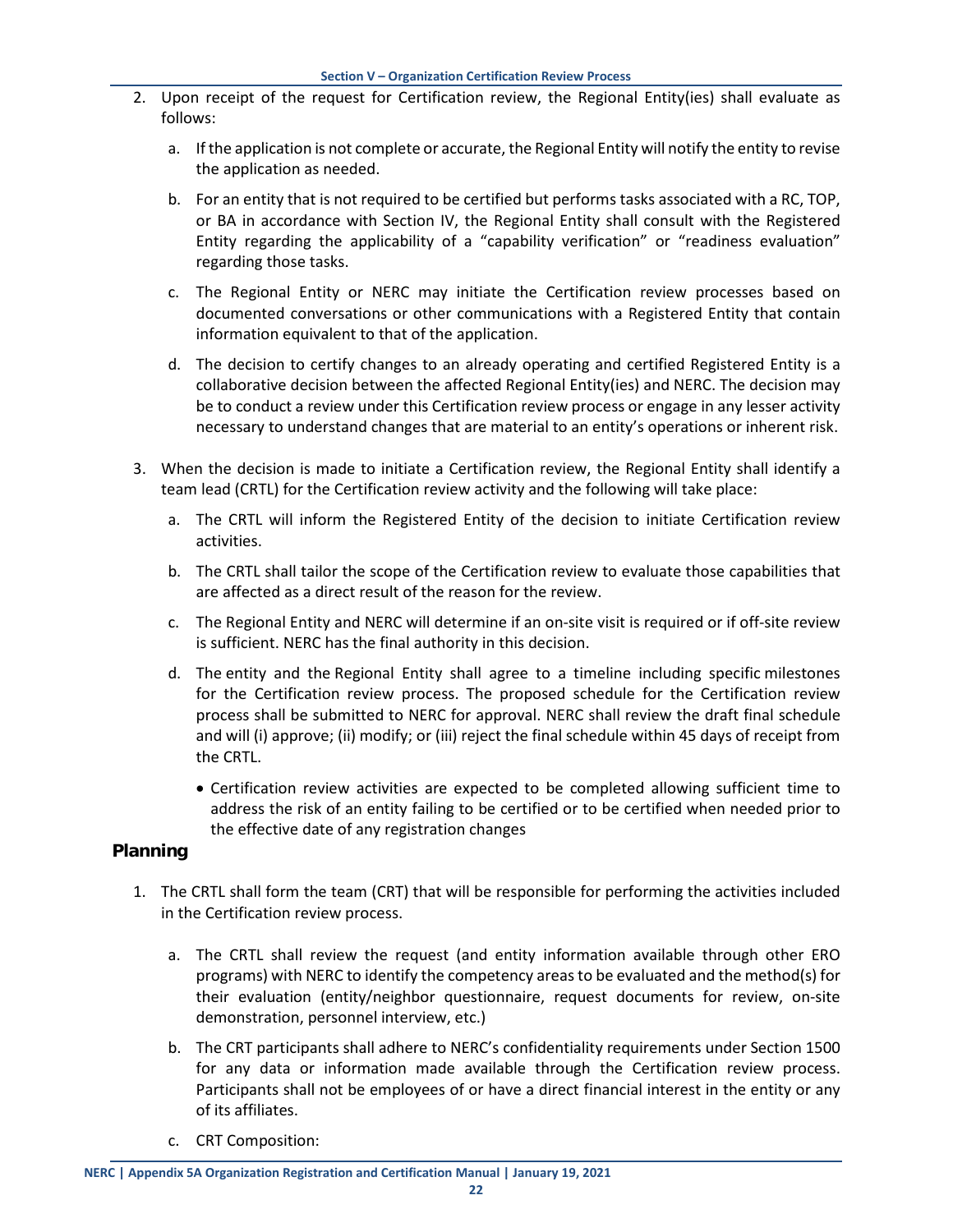2. Upon receipt of the request for Certification review, the Regional Entity(ies) shall evaluate as follows:

   a. If the application is not complete or accurate, the Regional Entity will notify the entity to revise the application as needed.

   b. For an entity that is not required to be certified but performs tasks associated with a RC, TOP, or BA in accordance with Section IV, the Regional Entity shall consult with the Registered Entity regarding the applicability of a "capability verification" or "readiness evaluation" regarding those tasks.

   c. The Regional Entity or NERC may initiate the Certification review processes based on documented conversations or other communications with a Registered Entity that contain information equivalent to that of the application.

   d. The decision to certify changes to an already operating and certified Registered Entity is a collaborative decision between the affected Regional Entity(ies) and NERC. The decision may be to conduct a review under this Certification review process or engage in any lesser activity necessary to understand changes that are material to an entity's operations or inherent risk.

3. When the decision is made to initiate a Certification review, the Regional Entity shall identify a team lead (CRTL) for the Certification review activity and the following will take place:

   a. The CRTL will inform the Registered Entity of the decision to initiate Certification review activities.

   b. The CRTL shall tailor the scope of the Certification review to evaluate those capabilities that are affected as a direct result of the reason for the review.

   c. The Regional Entity and NERC will determine if an on-site visit is required or if off-site review is sufficient. NERC has the final authority in this decision.

   d. The entity and the Regional Entity shall agree to a timeline including specific milestones for the Certification review process. The proposed schedule for the Certification review process shall be submitted to NERC for approval. NERC shall review the draft final schedule and will (i) approve; (ii) modify; or (iii) reject the final schedule within 45 days of receipt from the CRTL.

      - Certification review activities are expected to be completed allowing sufficient time to address the risk of an entity failing to be certified or to be certified when needed prior to the effective date of any registration changes

## Planning

1. The CRTL shall form the team (CRT) that will be responsible for performing the activities included in the Certification review process.

   a. The CRTL shall review the request (and entity information available through other ERO programs) with NERC to identify the competency areas to be evaluated and the method(s) for their evaluation (entity/neighbor questionnaire, request documents for review, on-site demonstration, personnel interview, etc.)

   b. The CRT participants shall adhere to NERC's confidentiality requirements under Section 1500 for any data or information made available through the Certification review process. Participants shall not be employees of or have a direct financial interest in the entity or any of its affiliates.

   c. CRT Composition: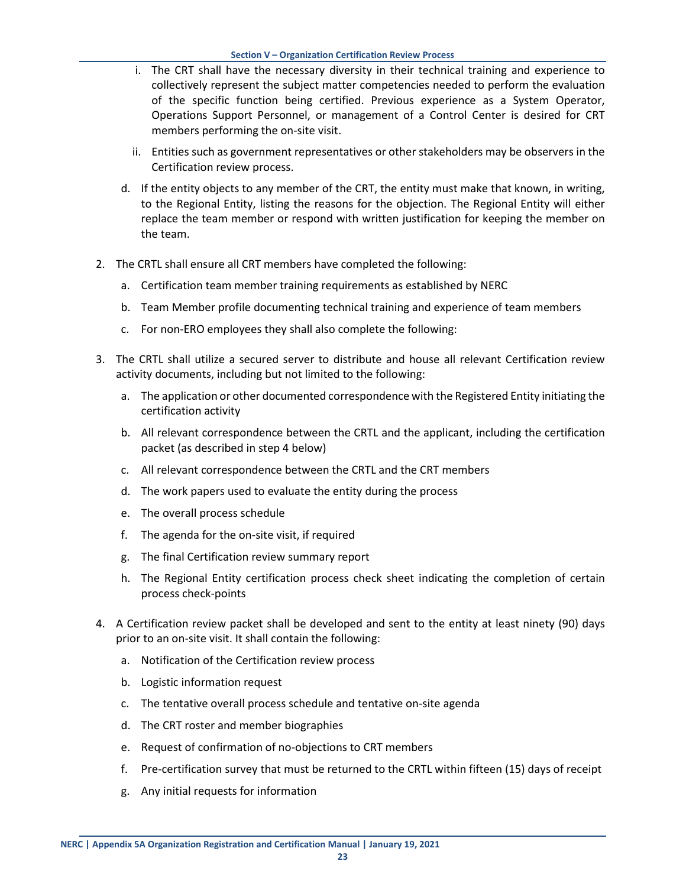i. The CRT shall have the necessary diversity in their technical training and experience to collectively represent the subject matter competencies needed to perform the evaluation of the specific function being certified. Previous experience as a System Operator, Operations Support Personnel, or management of a Control Center is desired for CRT members performing the on-site visit.

ii. Entities such as government representatives or other stakeholders may be observers in the Certification review process.

d. If the entity objects to any member of the CRT, the entity must make that known, in writing, to the Regional Entity, listing the reasons for the objection. The Regional Entity will either replace the team member or respond with written justification for keeping the member on the team.

2. The CRTL shall ensure all CRT members have completed the following:

   a. Certification team member training requirements as established by NERC

   b. Team Member profile documenting technical training and experience of team members

   c. For non-ERO employees they shall also complete the following:

3. The CRTL shall utilize a secured server to distribute and house all relevant Certification review activity documents, including but not limited to the following:

   a. The application or other documented correspondence with the Registered Entity initiating the certification activity

   b. All relevant correspondence between the CRTL and the applicant, including the certification packet (as described in step 4 below)

   c. All relevant correspondence between the CRTL and the CRT members

   d. The work papers used to evaluate the entity during the process

   e. The overall process schedule

   f. The agenda for the on-site visit, if required

   g. The final Certification review summary report

   h. The Regional Entity certification process check sheet indicating the completion of certain process check-points

4. A Certification review packet shall be developed and sent to the entity at least ninety (90) days prior to an on-site visit. It shall contain the following:

   a. Notification of the Certification review process

   b. Logistic information request

   c. The tentative overall process schedule and tentative on-site agenda

   d. The CRT roster and member biographies

   e. Request of confirmation of no-objections to CRT members

   f. Pre-certification survey that must be returned to the CRTL within fifteen (15) days of receipt

   g. Any initial requests for information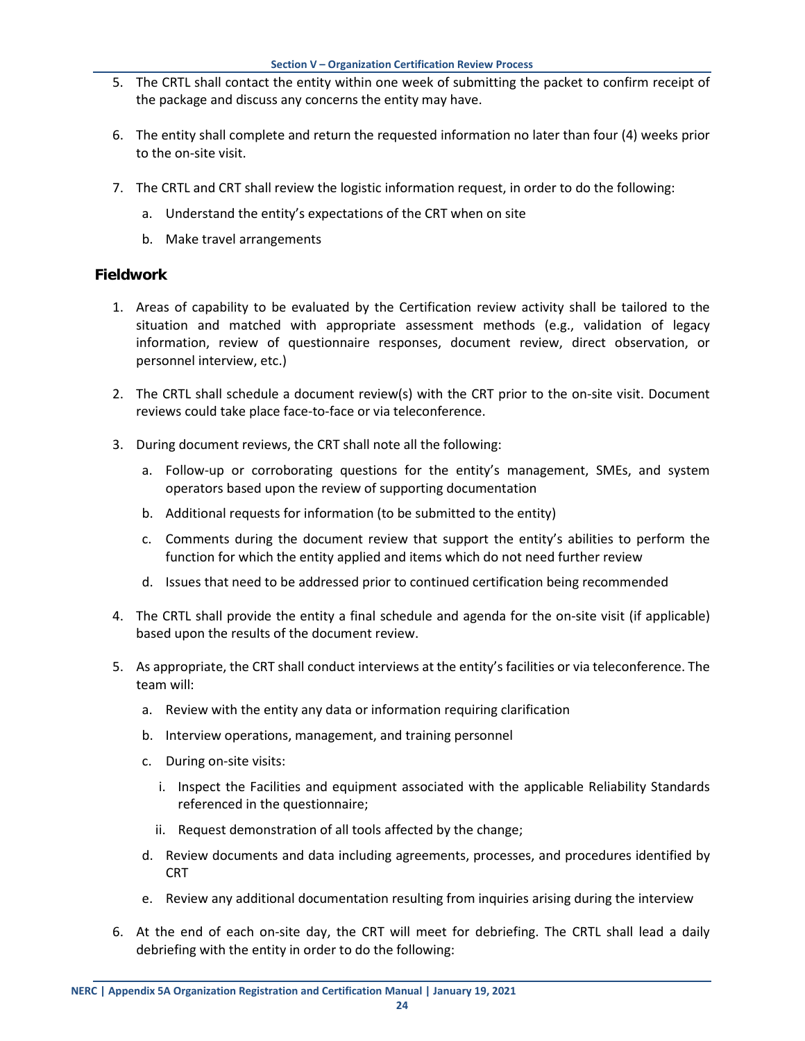5. The CRTL shall contact the entity within one week of submitting the packet to confirm receipt of the package and discuss any concerns the entity may have.

6. The entity shall complete and return the requested information no later than four (4) weeks prior to the on-site visit.

7. The CRTL and CRT shall review the logistic information request, in order to do the following:

   a. Understand the entity's expectations of the CRT when on site

   b. Make travel arrangements

### Fieldwork

1. Areas of capability to be evaluated by the Certification review activity shall be tailored to the situation and matched with appropriate assessment methods (e.g., validation of legacy information, review of questionnaire responses, document review, direct observation, or personnel interview, etc.)

2. The CRTL shall schedule a document review(s) with the CRT prior to the on-site visit. Document reviews could take place face-to-face or via teleconference.

3. During document reviews, the CRT shall note all the following:

   a. Follow-up or corroborating questions for the entity's management, SMEs, and system operators based upon the review of supporting documentation

   b. Additional requests for information (to be submitted to the entity)

   c. Comments during the document review that support the entity's abilities to perform the function for which the entity applied and items which do not need further review

   d. Issues that need to be addressed prior to continued certification being recommended

4. The CRTL shall provide the entity a final schedule and agenda for the on-site visit (if applicable) based upon the results of the document review.

5. As appropriate, the CRT shall conduct interviews at the entity's facilities or via teleconference. The team will:

   a. Review with the entity any data or information requiring clarification

   b. Interview operations, management, and training personnel

   c. During on-site visits:

      i. Inspect the Facilities and equipment associated with the applicable Reliability Standards referenced in the questionnaire;

      ii. Request demonstration of all tools affected by the change;

   d. Review documents and data including agreements, processes, and procedures identified by CRT

   e. Review any additional documentation resulting from inquiries arising during the interview

6. At the end of each on-site day, the CRT will meet for debriefing. The CRTL shall lead a daily debriefing with the entity in order to do the following: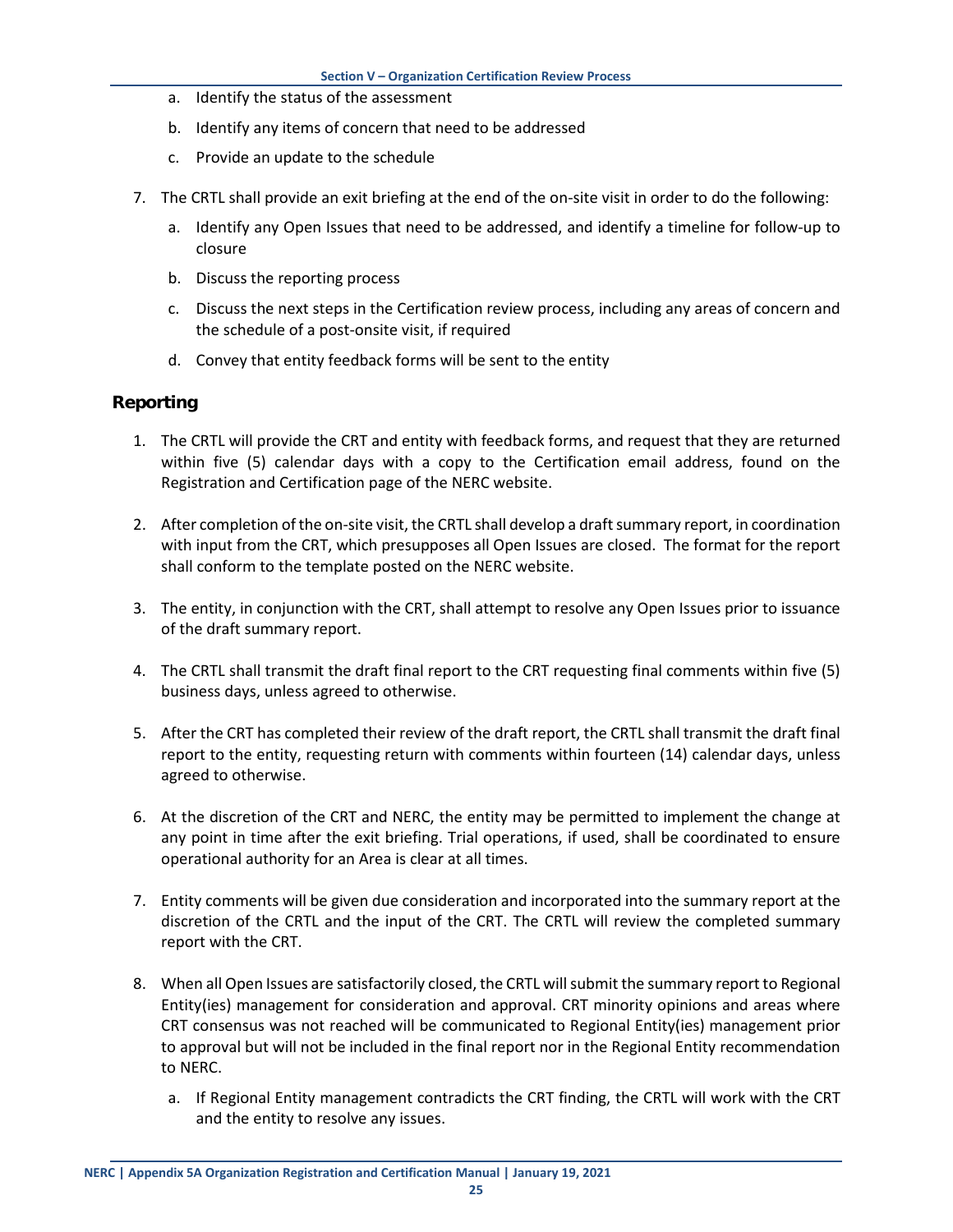a. Identify the status of the assessment

b. Identify any items of concern that need to be addressed

c. Provide an update to the schedule

7. The CRTL shall provide an exit briefing at the end of the on-site visit in order to do the following:

    a. Identify any Open Issues that need to be addressed, and identify a timeline for follow-up to closure

    b. Discuss the reporting process

    c. Discuss the next steps in the Certification review process, including any areas of concern and the schedule of a post-onsite visit, if required

    d. Convey that entity feedback forms will be sent to the entity

## Reporting

1. The CRTL will provide the CRT and entity with feedback forms, and request that they are returned within five (5) calendar days with a copy to the Certification email address, found on the Registration and Certification page of the NERC website.

2. After completion of the on-site visit, the CRTL shall develop a draft summary report, in coordination with input from the CRT, which presupposes all Open Issues are closed. The format for the report shall conform to the template posted on the NERC website.

3. The entity, in conjunction with the CRT, shall attempt to resolve any Open Issues prior to issuance of the draft summary report.

4. The CRTL shall transmit the draft final report to the CRT requesting final comments within five (5) business days, unless agreed to otherwise.

5. After the CRT has completed their review of the draft report, the CRTL shall transmit the draft final report to the entity, requesting return with comments within fourteen (14) calendar days, unless agreed to otherwise.

6. At the discretion of the CRT and NERC, the entity may be permitted to implement the change at any point in time after the exit briefing. Trial operations, if used, shall be coordinated to ensure operational authority for an Area is clear at all times.

7. Entity comments will be given due consideration and incorporated into the summary report at the discretion of the CRTL and the input of the CRT. The CRTL will review the completed summary report with the CRT.

8. When all Open Issues are satisfactorily closed, the CRTL will submit the summary report to Regional Entity(ies) management for consideration and approval. CRT minority opinions and areas where CRT consensus was not reached will be communicated to Regional Entity(ies) management prior to approval but will not be included in the final report nor in the Regional Entity recommendation to NERC.

    a. If Regional Entity management contradicts the CRT finding, the CRTL will work with the CRT and the entity to resolve any issues.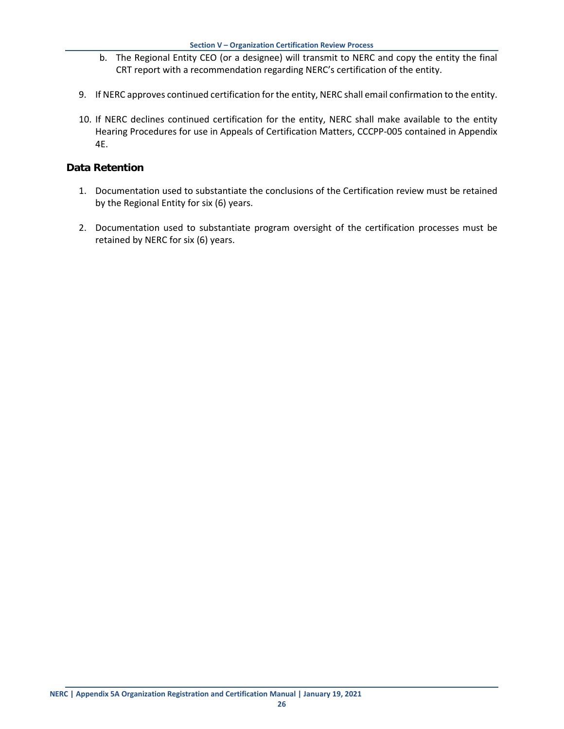b. The Regional Entity CEO (or a designee) will transmit to NERC and copy the entity the final CRT report with a recommendation regarding NERC's certification of the entity.

9. If NERC approves continued certification for the entity, NERC shall email confirmation to the entity.

10. If NERC declines continued certification for the entity, NERC shall make available to the entity Hearing Procedures for use in Appeals of Certification Matters, CCCPP-005 contained in Appendix 4E.

## Data Retention

1. Documentation used to substantiate the conclusions of the Certification review must be retained by the Regional Entity for six (6) years.

2. Documentation used to substantiate program oversight of the certification processes must be retained by NERC for six (6) years.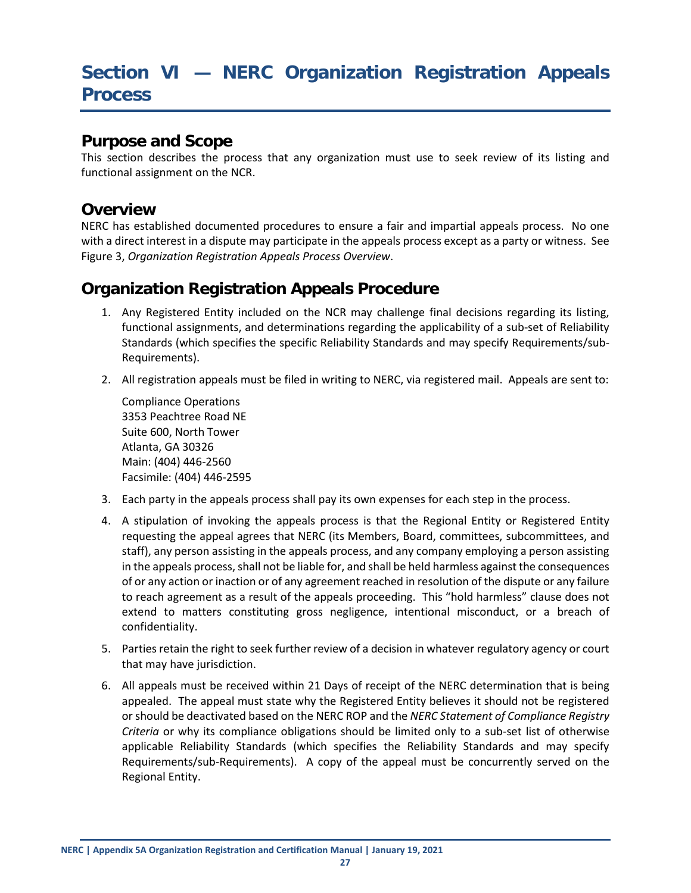# Section VI — NERC Organization Registration Appeals Process

## Purpose and Scope

This section describes the process that any organization must use to seek review of its listing and functional assignment on the NCR.

## Overview

NERC has established documented procedures to ensure a fair and impartial appeals process. No one with a direct interest in a dispute may participate in the appeals process except as a party or witness. See Figure 3, *Organization Registration Appeals Process Overview*.

## Organization Registration Appeals Procedure

1. Any Registered Entity included on the NCR may challenge final decisions regarding its listing, functional assignments, and determinations regarding the applicability of a sub-set of Reliability Standards (which specifies the specific Reliability Standards and may specify Requirements/sub-Requirements).

2. All registration appeals must be filed in writing to NERC, via registered mail. Appeals are sent to:

   Compliance Operations
   3353 Peachtree Road NE
   Suite 600, North Tower
   Atlanta, GA 30326
   Main: (404) 446-2560
   Facsimile: (404) 446-2595

3. Each party in the appeals process shall pay its own expenses for each step in the process.

4. A stipulation of invoking the appeals process is that the Regional Entity or Registered Entity requesting the appeal agrees that NERC (its Members, Board, committees, subcommittees, and staff), any person assisting in the appeals process, and any company employing a person assisting in the appeals process, shall not be liable for, and shall be held harmless against the consequences of or any action or inaction or of any agreement reached in resolution of the dispute or any failure to reach agreement as a result of the appeals proceeding. This "hold harmless" clause does not extend to matters constituting gross negligence, intentional misconduct, or a breach of confidentiality.

5. Parties retain the right to seek further review of a decision in whatever regulatory agency or court that may have jurisdiction.

6. All appeals must be received within 21 Days of receipt of the NERC determination that is being appealed. The appeal must state why the Registered Entity believes it should not be registered or should be deactivated based on the NERC ROP and the *NERC Statement of Compliance Registry Criteria* or why its compliance obligations should be limited only to a sub-set list of otherwise applicable Reliability Standards (which specifies the Reliability Standards and may specify Requirements/sub-Requirements). A copy of the appeal must be concurrently served on the Regional Entity.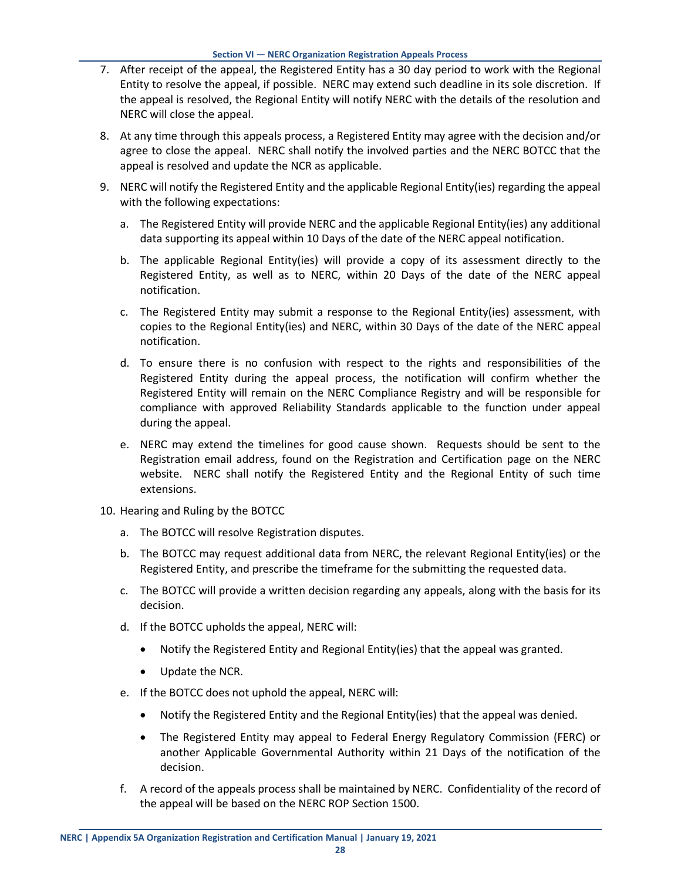7. After receipt of the appeal, the Registered Entity has a 30 day period to work with the Regional Entity to resolve the appeal, if possible. NERC may extend such deadline in its sole discretion. If the appeal is resolved, the Regional Entity will notify NERC with the details of the resolution and NERC will close the appeal.

8. At any time through this appeals process, a Registered Entity may agree with the decision and/or agree to close the appeal. NERC shall notify the involved parties and the NERC BOTCC that the appeal is resolved and update the NCR as applicable.

9. NERC will notify the Registered Entity and the applicable Regional Entity(ies) regarding the appeal with the following expectations:

   a. The Registered Entity will provide NERC and the applicable Regional Entity(ies) any additional data supporting its appeal within 10 Days of the date of the NERC appeal notification.

   b. The applicable Regional Entity(ies) will provide a copy of its assessment directly to the Registered Entity, as well as to NERC, within 20 Days of the date of the NERC appeal notification.

   c. The Registered Entity may submit a response to the Regional Entity(ies) assessment, with copies to the Regional Entity(ies) and NERC, within 30 Days of the date of the NERC appeal notification.

   d. To ensure there is no confusion with respect to the rights and responsibilities of the Registered Entity during the appeal process, the notification will confirm whether the Registered Entity will remain on the NERC Compliance Registry and will be responsible for compliance with approved Reliability Standards applicable to the function under appeal during the appeal.

   e. NERC may extend the timelines for good cause shown. Requests should be sent to the Registration email address, found on the Registration and Certification page on the NERC website. NERC shall notify the Registered Entity and the Regional Entity of such time extensions.

10. Hearing and Ruling by the BOTCC

    a. The BOTCC will resolve Registration disputes.

    b. The BOTCC may request additional data from NERC, the relevant Regional Entity(ies) or the Registered Entity, and prescribe the timeframe for the submitting the requested data.

    c. The BOTCC will provide a written decision regarding any appeals, along with the basis for its decision.

    d. If the BOTCC upholds the appeal, NERC will:

       - Notify the Registered Entity and Regional Entity(ies) that the appeal was granted.
       - Update the NCR.

    e. If the BOTCC does not uphold the appeal, NERC will:

       - Notify the Registered Entity and the Regional Entity(ies) that the appeal was denied.
       - The Registered Entity may appeal to Federal Energy Regulatory Commission (FERC) or another Applicable Governmental Authority within 21 Days of the notification of the decision.

    f. A record of the appeals process shall be maintained by NERC. Confidentiality of the record of the appeal will be based on the NERC ROP Section 1500.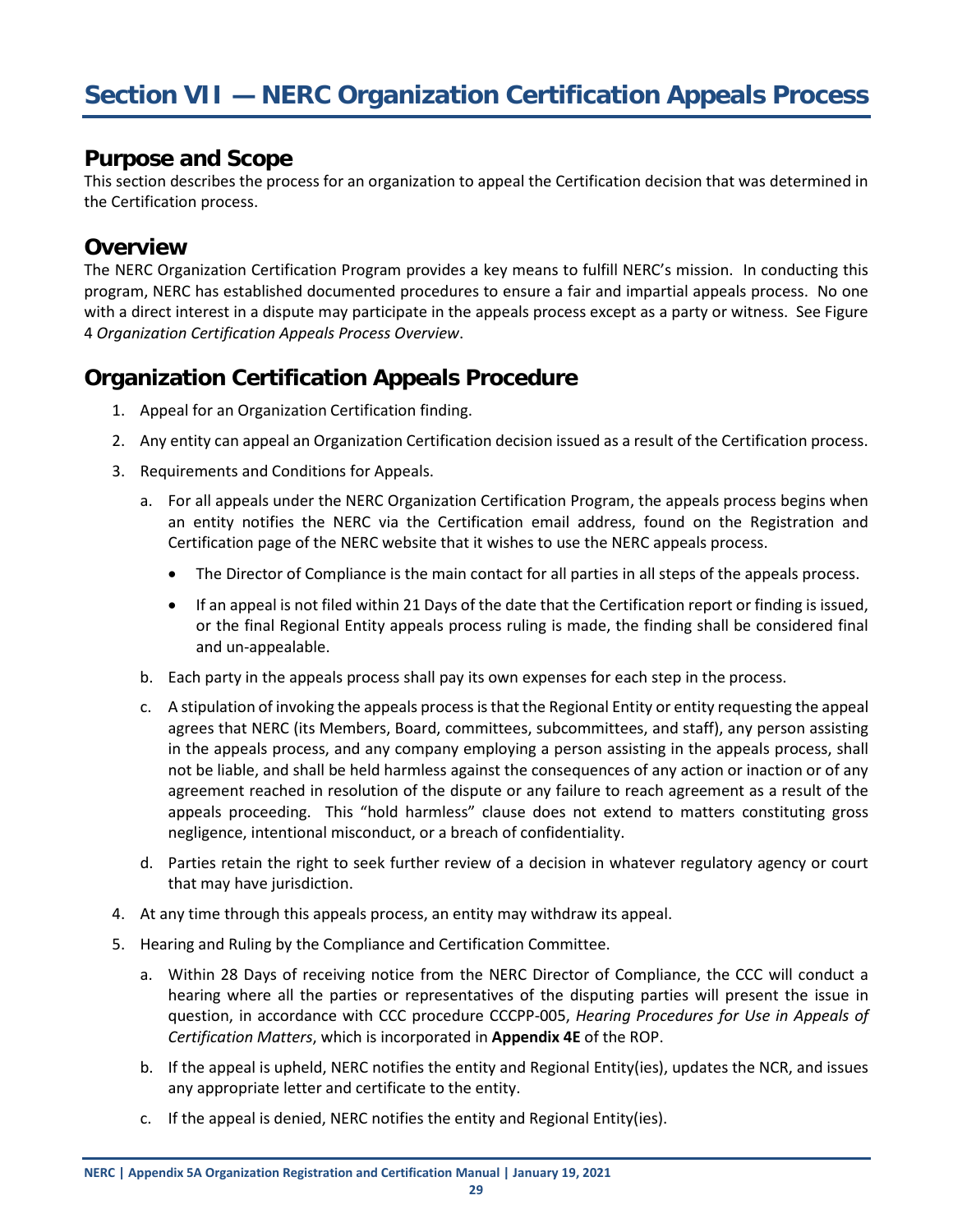# Section VII — NERC Organization Certification Appeals Process

## Purpose and Scope

This section describes the process for an organization to appeal the Certification decision that was determined in the Certification process.

## Overview

The NERC Organization Certification Program provides a key means to fulfill NERC's mission. In conducting this program, NERC has established documented procedures to ensure a fair and impartial appeals process. No one with a direct interest in a dispute may participate in the appeals process except as a party or witness. See Figure 4 *Organization Certification Appeals Process Overview*.

## Organization Certification Appeals Procedure

1. Appeal for an Organization Certification finding.
2. Any entity can appeal an Organization Certification decision issued as a result of the Certification process.
3. Requirements and Conditions for Appeals.
   a. For all appeals under the NERC Organization Certification Program, the appeals process begins when an entity notifies the NERC via the Certification email address, found on the Registration and Certification page of the NERC website that it wishes to use the NERC appeals process.
      - The Director of Compliance is the main contact for all parties in all steps of the appeals process.
      - If an appeal is not filed within 21 Days of the date that the Certification report or finding is issued, or the final Regional Entity appeals process ruling is made, the finding shall be considered final and un-appealable.

   b. Each party in the appeals process shall pay its own expenses for each step in the process.

   c. A stipulation of invoking the appeals process is that the Regional Entity or entity requesting the appeal agrees that NERC (its Members, Board, committees, subcommittees, and staff), any person assisting in the appeals process, and any company employing a person assisting in the appeals process, shall not be liable, and shall be held harmless against the consequences of any action or inaction or of any agreement reached in resolution of the dispute or any failure to reach agreement as a result of the appeals proceeding. This "hold harmless" clause does not extend to matters constituting gross negligence, intentional misconduct, or a breach of confidentiality.

   d. Parties retain the right to seek further review of a decision in whatever regulatory agency or court that may have jurisdiction.
4. At any time through this appeals process, an entity may withdraw its appeal.
5. Hearing and Ruling by the Compliance and Certification Committee.
   a. Within 28 Days of receiving notice from the NERC Director of Compliance, the CCC will conduct a hearing where all the parties or representatives of the disputing parties will present the issue in question, in accordance with CCC procedure CCCPP-005, *Hearing Procedures for Use in Appeals of Certification Matters*, which is incorporated in **Appendix 4E** of the ROP.

   b. If the appeal is upheld, NERC notifies the entity and Regional Entity(ies), updates the NCR, and issues any appropriate letter and certificate to the entity.

   c. If the appeal is denied, NERC notifies the entity and Regional Entity(ies).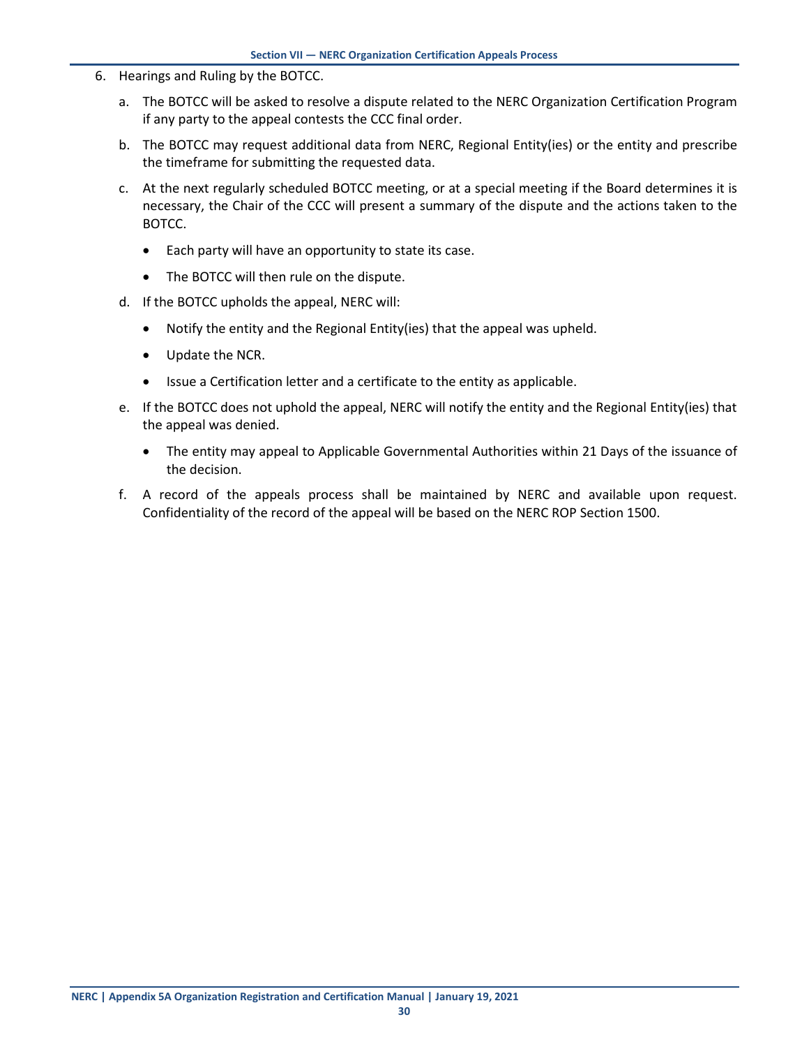6. Hearings and Ruling by the BOTCC.

   a. The BOTCC will be asked to resolve a dispute related to the NERC Organization Certification Program if any party to the appeal contests the CCC final order.

   b. The BOTCC may request additional data from NERC, Regional Entity(ies) or the entity and prescribe the timeframe for submitting the requested data.

   c. At the next regularly scheduled BOTCC meeting, or at a special meeting if the Board determines it is necessary, the Chair of the CCC will present a summary of the dispute and the actions taken to the BOTCC.

      - Each party will have an opportunity to state its case.
      - The BOTCC will then rule on the dispute.

   d. If the BOTCC upholds the appeal, NERC will:

      - Notify the entity and the Regional Entity(ies) that the appeal was upheld.
      - Update the NCR.
      - Issue a Certification letter and a certificate to the entity as applicable.

   e. If the BOTCC does not uphold the appeal, NERC will notify the entity and the Regional Entity(ies) that the appeal was denied.

      - The entity may appeal to Applicable Governmental Authorities within 21 Days of the issuance of the decision.

   f. A record of the appeals process shall be maintained by NERC and available upon request. Confidentiality of the record of the appeal will be based on the NERC ROP Section 1500.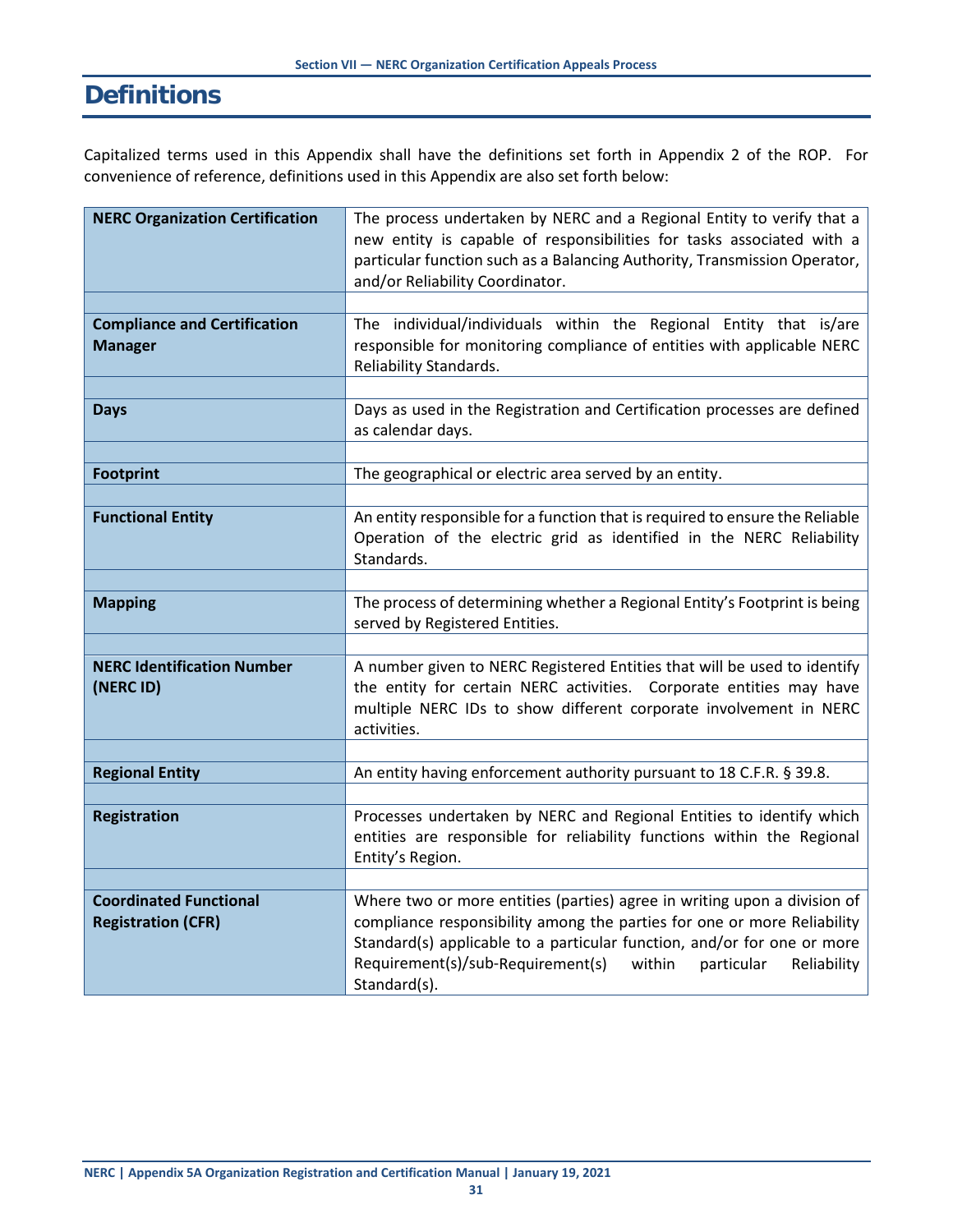# Definitions

Capitalized terms used in this Appendix shall have the definitions set forth in Appendix 2 of the ROP. For convenience of reference, definitions used in this Appendix are also set forth below:

| | |
|---|---|
| **NERC Organization Certification** | The process undertaken by NERC and a Regional Entity to verify that a new entity is capable of responsibilities for tasks associated with a particular function such as a Balancing Authority, Transmission Operator, and/or Reliability Coordinator. |
| **Compliance and Certification Manager** | The individual/individuals within the Regional Entity that is/are responsible for monitoring compliance of entities with applicable NERC Reliability Standards. |
| **Days** | Days as used in the Registration and Certification processes are defined as calendar days. |
| **Footprint** | The geographical or electric area served by an entity. |
| **Functional Entity** | An entity responsible for a function that is required to ensure the Reliable Operation of the electric grid as identified in the NERC Reliability Standards. |
| **Mapping** | The process of determining whether a Regional Entity's Footprint is being served by Registered Entities. |
| **NERC Identification Number (NERC ID)** | A number given to NERC Registered Entities that will be used to identify the entity for certain NERC activities. Corporate entities may have multiple NERC IDs to show different corporate involvement in NERC activities. |
| **Regional Entity** | An entity having enforcement authority pursuant to 18 C.F.R. § 39.8. |
| **Registration** | Processes undertaken by NERC and Regional Entities to identify which entities are responsible for reliability functions within the Regional Entity's Region. |
| **Coordinated Functional Registration (CFR)** | Where two or more entities (parties) agree in writing upon a division of compliance responsibility among the parties for one or more Reliability Standard(s) applicable to a particular function, and/or for one or more Requirement(s)/sub-Requirement(s) within particular Reliability Standard(s). |